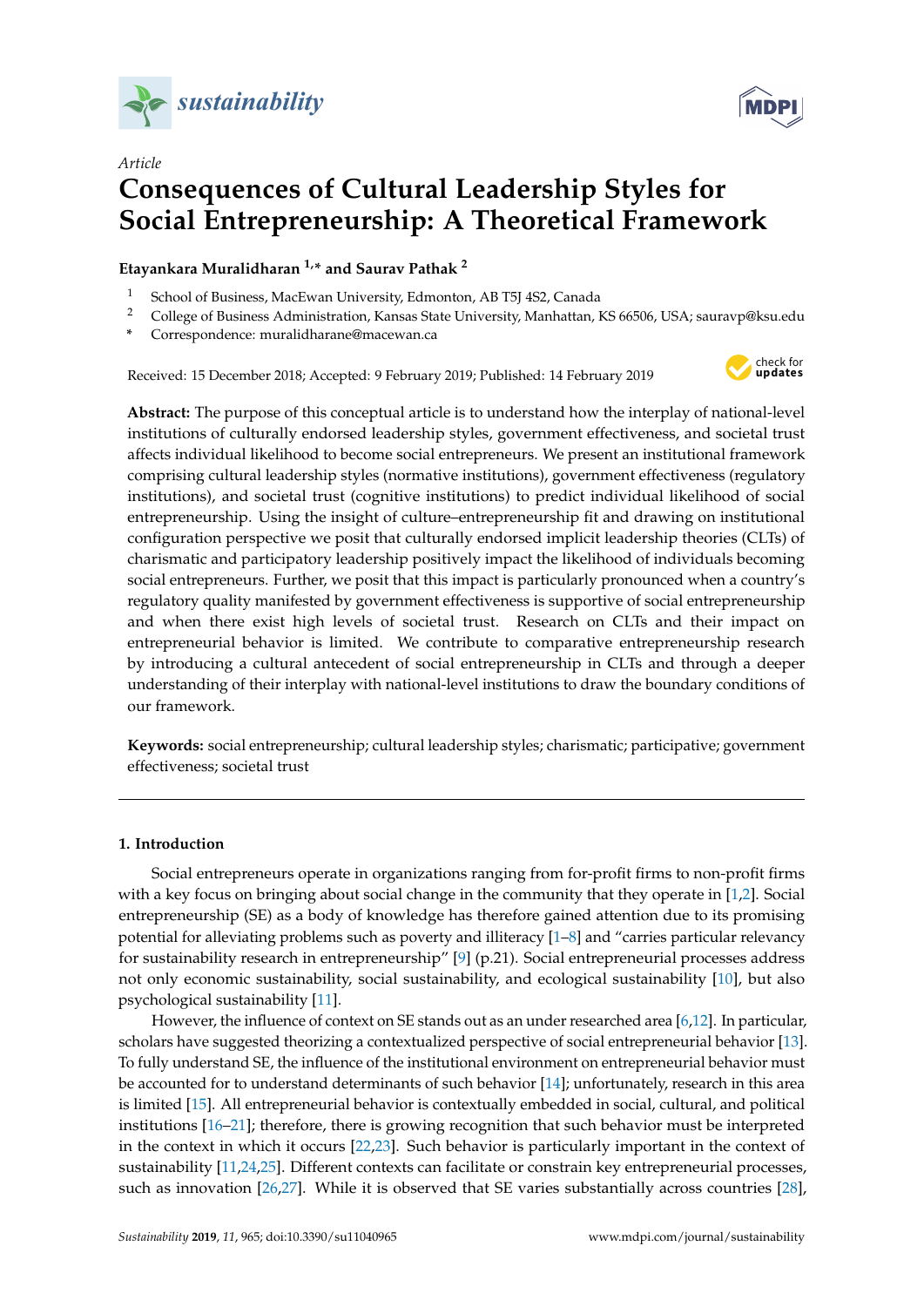*Article*

# Consequences of Cultural Leadership Styles for Social Entrepreneurship: A Theoretical Framework

**Etayankara Muralidharan [1,*] and Saurav Pathak [2]**

[1] School of Business, MacEwan University, Edmonton, AB T5J 4S2, Canada
[2] College of Business Administration, Kansas State University, Manhattan, KS 66506, USA; sauravp@ksu.edu
* Correspondence: muralidharane@macewan.ca

Received: 15 December 2018; Accepted: 9 February 2019; Published: 14 February 2019

**Abstract:** The purpose of this conceptual article is to understand how the interplay of national-level institutions of culturally endorsed leadership styles, government effectiveness, and societal trust affects individual likelihood to become social entrepreneurs. We present an institutional framework comprising cultural leadership styles (normative institutions), government effectiveness (regulatory institutions), and societal trust (cognitive institutions) to predict individual likelihood of social entrepreneurship. Using the insight of culture–entrepreneurship fit and drawing on institutional configuration perspective we posit that culturally endorsed implicit leadership theories (CLTs) of charismatic and participatory leadership positively impact the likelihood of individuals becoming social entrepreneurs. Further, we posit that this impact is particularly pronounced when a country's regulatory quality manifested by government effectiveness is supportive of social entrepreneurship and when there exist high levels of societal trust. Research on CLTs and their impact on entrepreneurial behavior is limited. We contribute to comparative entrepreneurship research by introducing a cultural antecedent of social entrepreneurship in CLTs and through a deeper understanding of their interplay with national-level institutions to draw the boundary conditions of our framework.

**Keywords:** social entrepreneurship; cultural leadership styles; charismatic; participative; government effectiveness; societal trust

## 1. Introduction

Social entrepreneurs operate in organizations ranging from for-profit firms to non-profit firms with a key focus on bringing about social change in the community that they operate in [1,2]. Social entrepreneurship (SE) as a body of knowledge has therefore gained attention due to its promising potential for alleviating problems such as poverty and illiteracy [1–8] and "carries particular relevancy for sustainability research in entrepreneurship" [9] (p.21). Social entrepreneurial processes address not only economic sustainability, social sustainability, and ecological sustainability [10], but also psychological sustainability [11].

However, the influence of context on SE stands out as an under researched area [6,12]. In particular, scholars have suggested theorizing a contextualized perspective of social entrepreneurial behavior [13]. To fully understand SE, the influence of the institutional environment on entrepreneurial behavior must be accounted for to understand determinants of such behavior [14]; unfortunately, research in this area is limited [15]. All entrepreneurial behavior is contextually embedded in social, cultural, and political institutions [16–21]; therefore, there is growing recognition that such behavior must be interpreted in the context in which it occurs [22,23]. Such behavior is particularly important in the context of sustainability [11,24,25]. Different contexts can facilitate or constrain key entrepreneurial processes, such as innovation [26,27]. While it is observed that SE varies substantially across countries [28],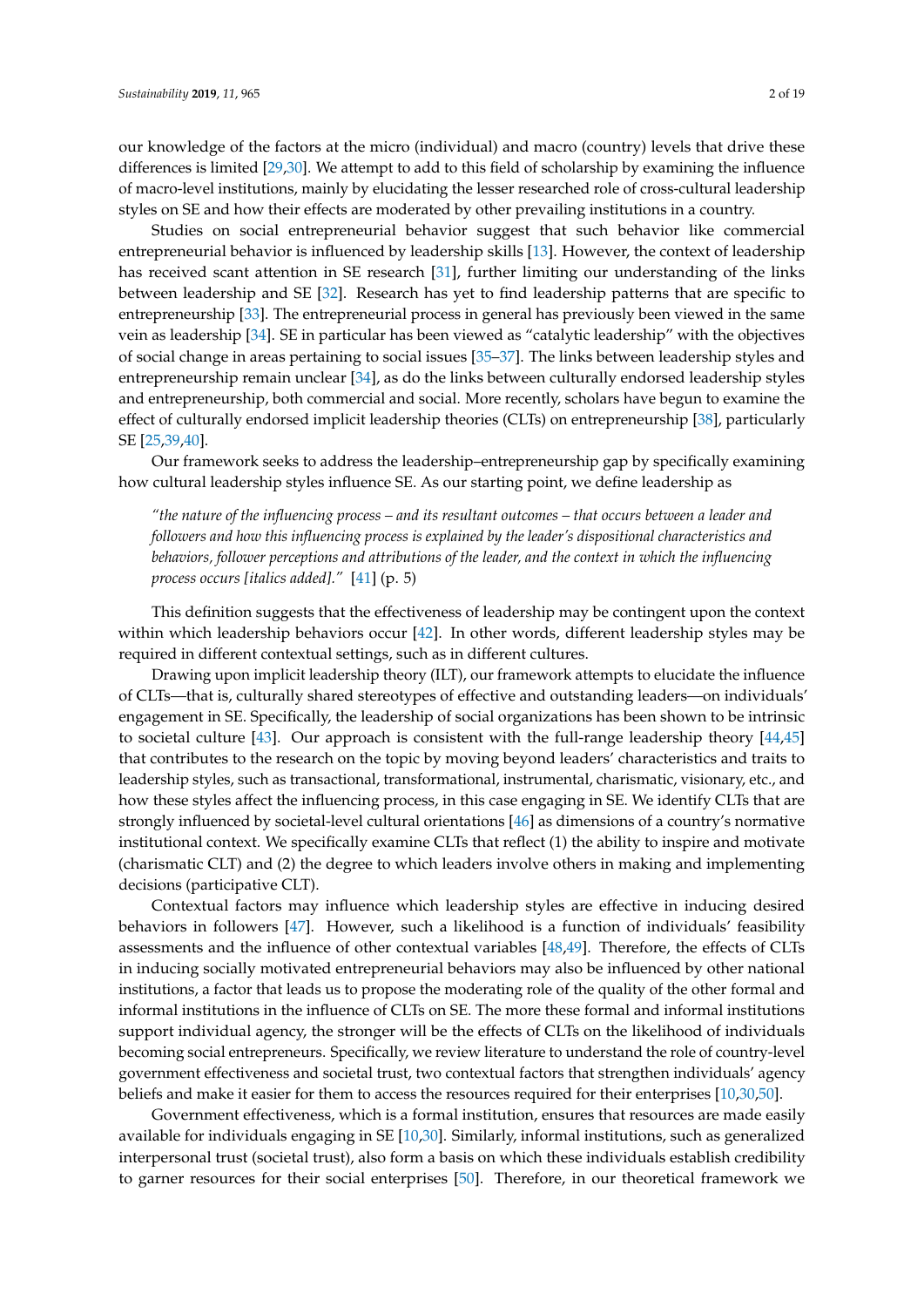our knowledge of the factors at the micro (individual) and macro (country) levels that drive these differences is limited [29,30]. We attempt to add to this field of scholarship by examining the influence of macro-level institutions, mainly by elucidating the lesser researched role of cross-cultural leadership styles on SE and how their effects are moderated by other prevailing institutions in a country.

Studies on social entrepreneurial behavior suggest that such behavior like commercial entrepreneurial behavior is influenced by leadership skills [13]. However, the context of leadership has received scant attention in SE research [31], further limiting our understanding of the links between leadership and SE [32]. Research has yet to find leadership patterns that are specific to entrepreneurship [33]. The entrepreneurial process in general has previously been viewed in the same vein as leadership [34]. SE in particular has been viewed as "catalytic leadership" with the objectives of social change in areas pertaining to social issues [35–37]. The links between leadership styles and entrepreneurship remain unclear [34], as do the links between culturally endorsed leadership styles and entrepreneurship, both commercial and social. More recently, scholars have begun to examine the effect of culturally endorsed implicit leadership theories (CLTs) on entrepreneurship [38], particularly SE [25,39,40].

Our framework seeks to address the leadership–entrepreneurship gap by specifically examining how cultural leadership styles influence SE. As our starting point, we define leadership as

> *"the nature of the influencing process – and its resultant outcomes – that occurs between a leader and followers and how this influencing process is explained by the leader's dispositional characteristics and behaviors, follower perceptions and attributions of the leader, and the context in which the influencing process occurs [italics added]."* [41] (p. 5)

This definition suggests that the effectiveness of leadership may be contingent upon the context within which leadership behaviors occur [42]. In other words, different leadership styles may be required in different contextual settings, such as in different cultures.

Drawing upon implicit leadership theory (ILT), our framework attempts to elucidate the influence of CLTs—that is, culturally shared stereotypes of effective and outstanding leaders—on individuals' engagement in SE. Specifically, the leadership of social organizations has been shown to be intrinsic to societal culture [43]. Our approach is consistent with the full-range leadership theory [44,45] that contributes to the research on the topic by moving beyond leaders' characteristics and traits to leadership styles, such as transactional, transformational, instrumental, charismatic, visionary, etc., and how these styles affect the influencing process, in this case engaging in SE. We identify CLTs that are strongly influenced by societal-level cultural orientations [46] as dimensions of a country's normative institutional context. We specifically examine CLTs that reflect (1) the ability to inspire and motivate (charismatic CLT) and (2) the degree to which leaders involve others in making and implementing decisions (participative CLT).

Contextual factors may influence which leadership styles are effective in inducing desired behaviors in followers [47]. However, such a likelihood is a function of individuals' feasibility assessments and the influence of other contextual variables [48,49]. Therefore, the effects of CLTs in inducing socially motivated entrepreneurial behaviors may also be influenced by other national institutions, a factor that leads us to propose the moderating role of the quality of the other formal and informal institutions in the influence of CLTs on SE. The more these formal and informal institutions support individual agency, the stronger will be the effects of CLTs on the likelihood of individuals becoming social entrepreneurs. Specifically, we review literature to understand the role of country-level government effectiveness and societal trust, two contextual factors that strengthen individuals' agency beliefs and make it easier for them to access the resources required for their enterprises [10,30,50].

Government effectiveness, which is a formal institution, ensures that resources are made easily available for individuals engaging in SE [10,30]. Similarly, informal institutions, such as generalized interpersonal trust (societal trust), also form a basis on which these individuals establish credibility to garner resources for their social enterprises [50]. Therefore, in our theoretical framework we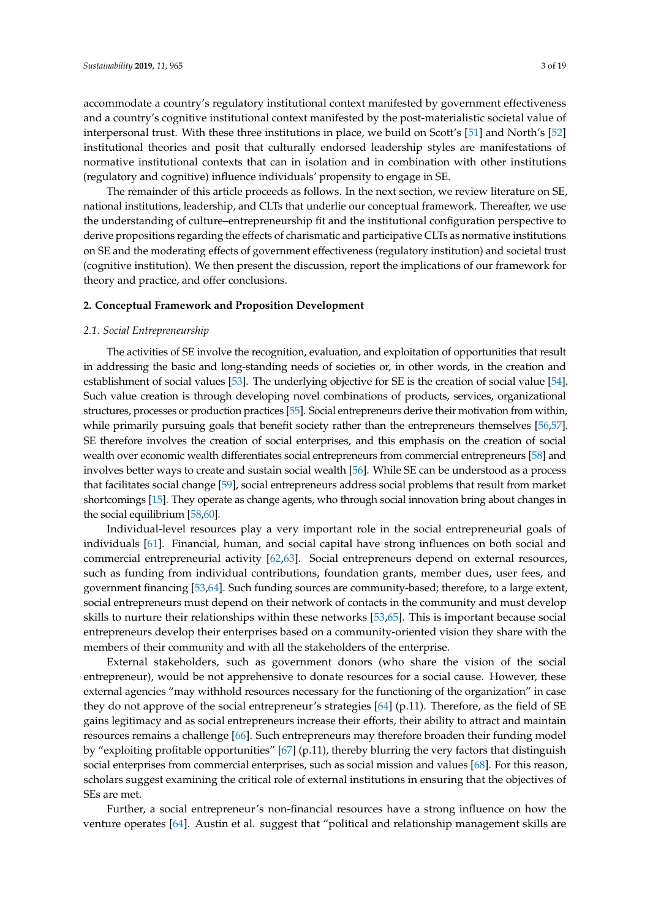accommodate a country's regulatory institutional context manifested by government effectiveness and a country's cognitive institutional context manifested by the post-materialistic societal value of interpersonal trust. With these three institutions in place, we build on Scott's [51] and North's [52] institutional theories and posit that culturally endorsed leadership styles are manifestations of normative institutional contexts that can in isolation and in combination with other institutions (regulatory and cognitive) influence individuals' propensity to engage in SE.

The remainder of this article proceeds as follows. In the next section, we review literature on SE, national institutions, leadership, and CLTs that underlie our conceptual framework. Thereafter, we use the understanding of culture–entrepreneurship fit and the institutional configuration perspective to derive propositions regarding the effects of charismatic and participative CLTs as normative institutions on SE and the moderating effects of government effectiveness (regulatory institution) and societal trust (cognitive institution). We then present the discussion, report the implications of our framework for theory and practice, and offer conclusions.

## 2. Conceptual Framework and Proposition Development

### *2.1. Social Entrepreneurship*

The activities of SE involve the recognition, evaluation, and exploitation of opportunities that result in addressing the basic and long-standing needs of societies or, in other words, in the creation and establishment of social values [53]. The underlying objective for SE is the creation of social value [54]. Such value creation is through developing novel combinations of products, services, organizational structures, processes or production practices [55]. Social entrepreneurs derive their motivation from within, while primarily pursuing goals that benefit society rather than the entrepreneurs themselves [56,57]. SE therefore involves the creation of social enterprises, and this emphasis on the creation of social wealth over economic wealth differentiates social entrepreneurs from commercial entrepreneurs [58] and involves better ways to create and sustain social wealth [56]. While SE can be understood as a process that facilitates social change [59], social entrepreneurs address social problems that result from market shortcomings [15]. They operate as change agents, who through social innovation bring about changes in the social equilibrium [58,60].

Individual-level resources play a very important role in the social entrepreneurial goals of individuals [61]. Financial, human, and social capital have strong influences on both social and commercial entrepreneurial activity [62,63]. Social entrepreneurs depend on external resources, such as funding from individual contributions, foundation grants, member dues, user fees, and government financing [53,64]. Such funding sources are community-based; therefore, to a large extent, social entrepreneurs must depend on their network of contacts in the community and must develop skills to nurture their relationships within these networks [53,65]. This is important because social entrepreneurs develop their enterprises based on a community-oriented vision they share with the members of their community and with all the stakeholders of the enterprise.

External stakeholders, such as government donors (who share the vision of the social entrepreneur), would be not apprehensive to donate resources for a social cause. However, these external agencies "may withhold resources necessary for the functioning of the organization" in case they do not approve of the social entrepreneur's strategies [64] (p.11). Therefore, as the field of SE gains legitimacy and as social entrepreneurs increase their efforts, their ability to attract and maintain resources remains a challenge [66]. Such entrepreneurs may therefore broaden their funding model by "exploiting profitable opportunities" [67] (p.11), thereby blurring the very factors that distinguish social enterprises from commercial enterprises, such as social mission and values [68]. For this reason, scholars suggest examining the critical role of external institutions in ensuring that the objectives of SEs are met.

Further, a social entrepreneur's non-financial resources have a strong influence on how the venture operates [64]. Austin et al. suggest that "political and relationship management skills are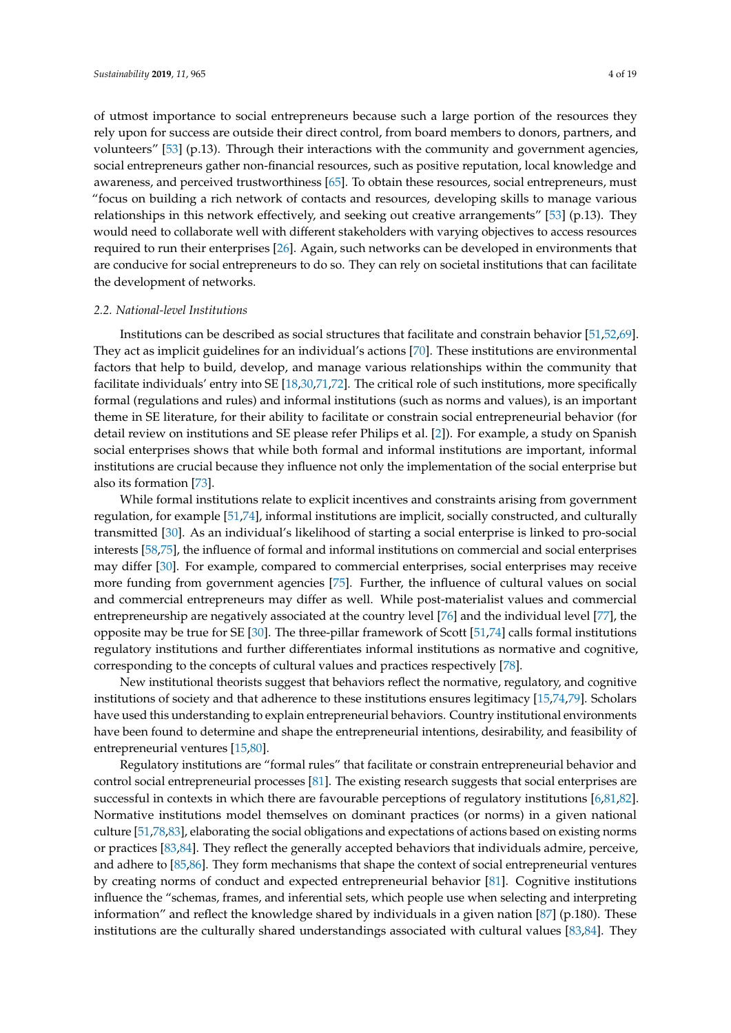of utmost importance to social entrepreneurs because such a large portion of the resources they rely upon for success are outside their direct control, from board members to donors, partners, and volunteers" [53] (p.13). Through their interactions with the community and government agencies, social entrepreneurs gather non-financial resources, such as positive reputation, local knowledge and awareness, and perceived trustworthiness [65]. To obtain these resources, social entrepreneurs, must "focus on building a rich network of contacts and resources, developing skills to manage various relationships in this network effectively, and seeking out creative arrangements" [53] (p.13). They would need to collaborate well with different stakeholders with varying objectives to access resources required to run their enterprises [26]. Again, such networks can be developed in environments that are conducive for social entrepreneurs to do so. They can rely on societal institutions that can facilitate the development of networks.

### 2.2. National-level Institutions

Institutions can be described as social structures that facilitate and constrain behavior [51,52,69]. They act as implicit guidelines for an individual's actions [70]. These institutions are environmental factors that help to build, develop, and manage various relationships within the community that facilitate individuals' entry into SE [18,30,71,72]. The critical role of such institutions, more specifically formal (regulations and rules) and informal institutions (such as norms and values), is an important theme in SE literature, for their ability to facilitate or constrain social entrepreneurial behavior (for detail review on institutions and SE please refer Philips et al. [2]). For example, a study on Spanish social enterprises shows that while both formal and informal institutions are important, informal institutions are crucial because they influence not only the implementation of the social enterprise but also its formation [73].

While formal institutions relate to explicit incentives and constraints arising from government regulation, for example [51,74], informal institutions are implicit, socially constructed, and culturally transmitted [30]. As an individual's likelihood of starting a social enterprise is linked to pro-social interests [58,75], the influence of formal and informal institutions on commercial and social enterprises may differ [30]. For example, compared to commercial enterprises, social enterprises may receive more funding from government agencies [75]. Further, the influence of cultural values on social and commercial entrepreneurs may differ as well. While post-materialist values and commercial entrepreneurship are negatively associated at the country level [76] and the individual level [77], the opposite may be true for SE [30]. The three-pillar framework of Scott [51,74] calls formal institutions regulatory institutions and further differentiates informal institutions as normative and cognitive, corresponding to the concepts of cultural values and practices respectively [78].

New institutional theorists suggest that behaviors reflect the normative, regulatory, and cognitive institutions of society and that adherence to these institutions ensures legitimacy [15,74,79]. Scholars have used this understanding to explain entrepreneurial behaviors. Country institutional environments have been found to determine and shape the entrepreneurial intentions, desirability, and feasibility of entrepreneurial ventures [15,80].

Regulatory institutions are "formal rules" that facilitate or constrain entrepreneurial behavior and control social entrepreneurial processes [81]. The existing research suggests that social enterprises are successful in contexts in which there are favourable perceptions of regulatory institutions [6,81,82]. Normative institutions model themselves on dominant practices (or norms) in a given national culture [51,78,83], elaborating the social obligations and expectations of actions based on existing norms or practices [83,84]. They reflect the generally accepted behaviors that individuals admire, perceive, and adhere to [85,86]. They form mechanisms that shape the context of social entrepreneurial ventures by creating norms of conduct and expected entrepreneurial behavior [81]. Cognitive institutions influence the "schemas, frames, and inferential sets, which people use when selecting and interpreting information" and reflect the knowledge shared by individuals in a given nation [87] (p.180). These institutions are the culturally shared understandings associated with cultural values [83,84]. They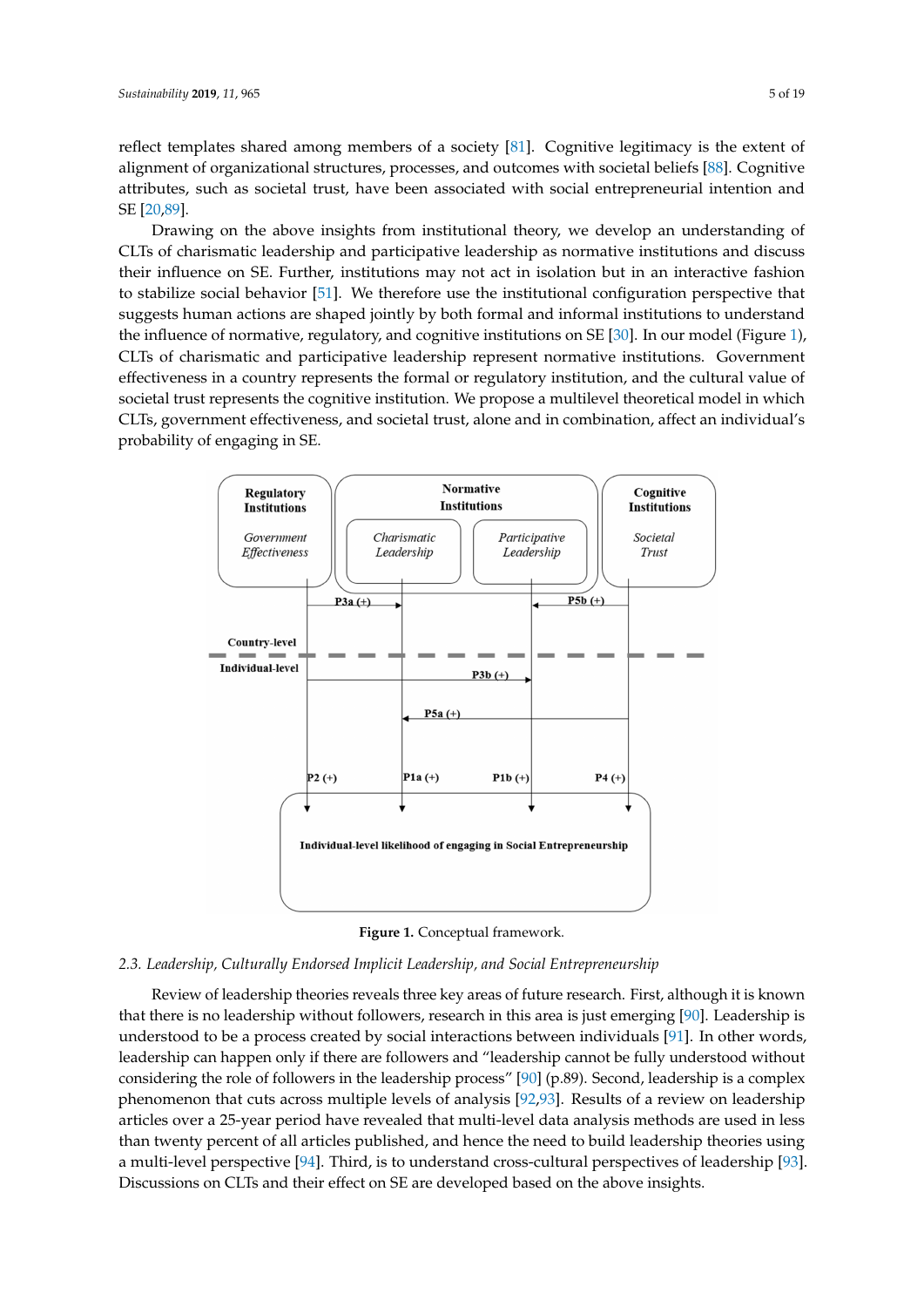reflect templates shared among members of a society [81]. Cognitive legitimacy is the extent of alignment of organizational structures, processes, and outcomes with societal beliefs [88]. Cognitive attributes, such as societal trust, have been associated with social entrepreneurial intention and SE [20,89].

Drawing on the above insights from institutional theory, we develop an understanding of CLTs of charismatic leadership and participative leadership as normative institutions and discuss their influence on SE. Further, institutions may not act in isolation but in an interactive fashion to stabilize social behavior [51]. We therefore use the institutional configuration perspective that suggests human actions are shaped jointly by both formal and informal institutions to understand the influence of normative, regulatory, and cognitive institutions on SE [30]. In our model (Figure 1), CLTs of charismatic and participative leadership represent normative institutions. Government effectiveness in a country represents the formal or regulatory institution, and the cultural value of societal trust represents the cognitive institution. We propose a multilevel theoretical model in which CLTs, government effectiveness, and societal trust, alone and in combination, affect an individual's probability of engaging in SE.

**Figure 1.** Conceptual framework.

### 2.3. Leadership, Culturally Endorsed Implicit Leadership, and Social Entrepreneurship

Review of leadership theories reveals three key areas of future research. First, although it is known that there is no leadership without followers, research in this area is just emerging [90]. Leadership is understood to be a process created by social interactions between individuals [91]. In other words, leadership can happen only if there are followers and "leadership cannot be fully understood without considering the role of followers in the leadership process" [90] (p.89). Second, leadership is a complex phenomenon that cuts across multiple levels of analysis [92,93]. Results of a review on leadership articles over a 25-year period have revealed that multi-level data analysis methods are used in less than twenty percent of all articles published, and hence the need to build leadership theories using a multi-level perspective [94]. Third, is to understand cross-cultural perspectives of leadership [93]. Discussions on CLTs and their effect on SE are developed based on the above insights.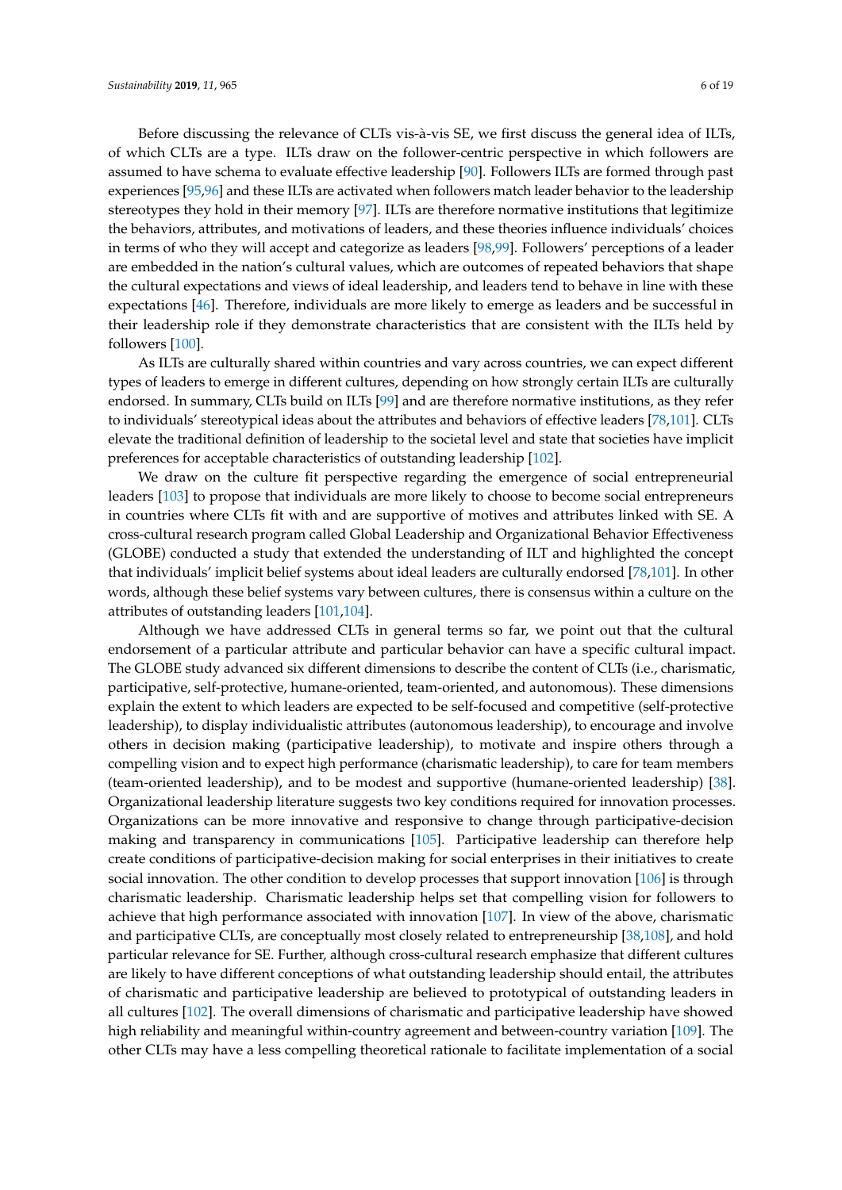Before discussing the relevance of CLTs vis-à-vis SE, we first discuss the general idea of ILTs, of which CLTs are a type. ILTs draw on the follower-centric perspective in which followers are assumed to have schema to evaluate effective leadership [90]. Followers ILTs are formed through past experiences [95,96] and these ILTs are activated when followers match leader behavior to the leadership stereotypes they hold in their memory [97]. ILTs are therefore normative institutions that legitimize the behaviors, attributes, and motivations of leaders, and these theories influence individuals' choices in terms of who they will accept and categorize as leaders [98,99]. Followers' perceptions of a leader are embedded in the nation's cultural values, which are outcomes of repeated behaviors that shape the cultural expectations and views of ideal leadership, and leaders tend to behave in line with these expectations [46]. Therefore, individuals are more likely to emerge as leaders and be successful in their leadership role if they demonstrate characteristics that are consistent with the ILTs held by followers [100].

As ILTs are culturally shared within countries and vary across countries, we can expect different types of leaders to emerge in different cultures, depending on how strongly certain ILTs are culturally endorsed. In summary, CLTs build on ILTs [99] and are therefore normative institutions, as they refer to individuals' stereotypical ideas about the attributes and behaviors of effective leaders [78,101]. CLTs elevate the traditional definition of leadership to the societal level and state that societies have implicit preferences for acceptable characteristics of outstanding leadership [102].

We draw on the culture fit perspective regarding the emergence of social entrepreneurial leaders [103] to propose that individuals are more likely to choose to become social entrepreneurs in countries where CLTs fit with and are supportive of motives and attributes linked with SE. A cross-cultural research program called Global Leadership and Organizational Behavior Effectiveness (GLOBE) conducted a study that extended the understanding of ILT and highlighted the concept that individuals' implicit belief systems about ideal leaders are culturally endorsed [78,101]. In other words, although these belief systems vary between cultures, there is consensus within a culture on the attributes of outstanding leaders [101,104].

Although we have addressed CLTs in general terms so far, we point out that the cultural endorsement of a particular attribute and particular behavior can have a specific cultural impact. The GLOBE study advanced six different dimensions to describe the content of CLTs (i.e., charismatic, participative, self-protective, humane-oriented, team-oriented, and autonomous). These dimensions explain the extent to which leaders are expected to be self-focused and competitive (self-protective leadership), to display individualistic attributes (autonomous leadership), to encourage and involve others in decision making (participative leadership), to motivate and inspire others through a compelling vision and to expect high performance (charismatic leadership), to care for team members (team-oriented leadership), and to be modest and supportive (humane-oriented leadership) [38]. Organizational leadership literature suggests two key conditions required for innovation processes. Organizations can be more innovative and responsive to change through participative-decision making and transparency in communications [105]. Participative leadership can therefore help create conditions of participative-decision making for social enterprises in their initiatives to create social innovation. The other condition to develop processes that support innovation [106] is through charismatic leadership. Charismatic leadership helps set that compelling vision for followers to achieve that high performance associated with innovation [107]. In view of the above, charismatic and participative CLTs, are conceptually most closely related to entrepreneurship [38,108], and hold particular relevance for SE. Further, although cross-cultural research emphasize that different cultures are likely to have different conceptions of what outstanding leadership should entail, the attributes of charismatic and participative leadership are believed to prototypical of outstanding leaders in all cultures [102]. The overall dimensions of charismatic and participative leadership have showed high reliability and meaningful within-country agreement and between-country variation [109]. The other CLTs may have a less compelling theoretical rationale to facilitate implementation of a social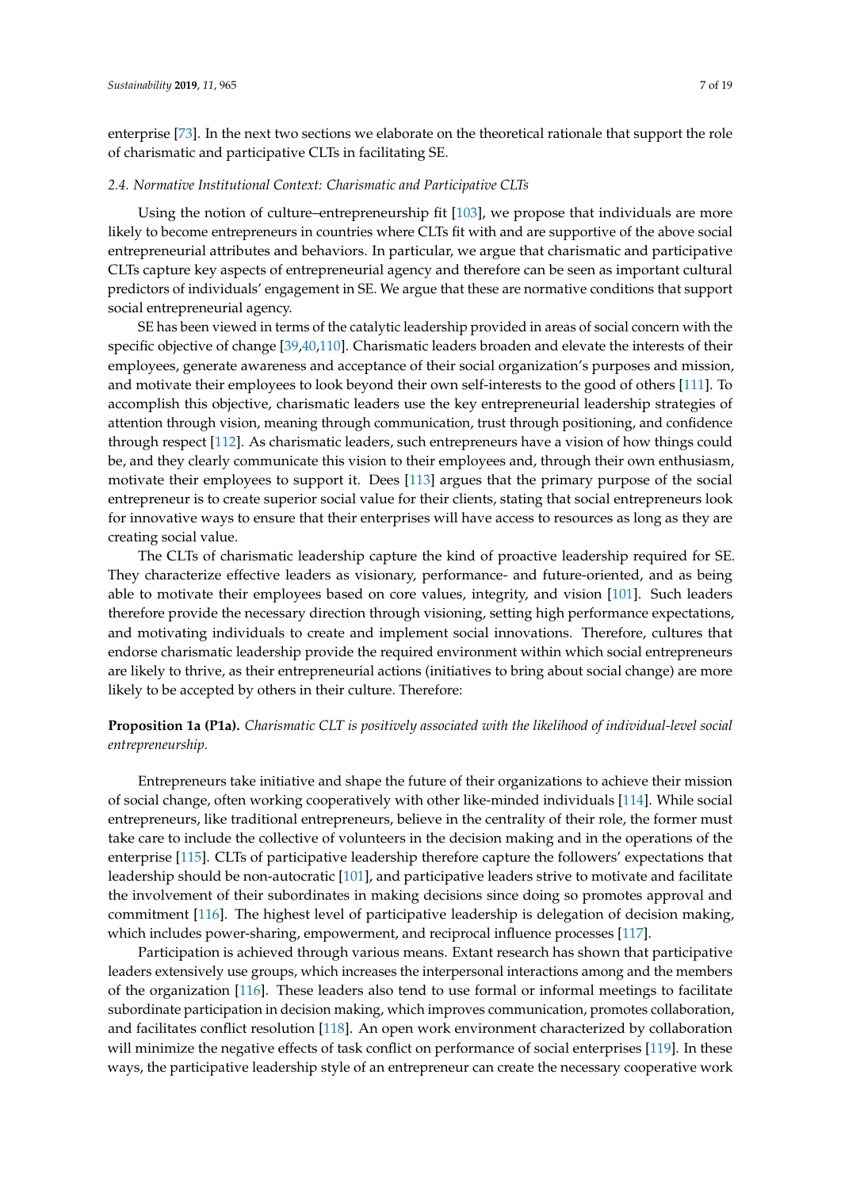enterprise [73]. In the next two sections we elaborate on the theoretical rationale that support the role of charismatic and participative CLTs in facilitating SE.

### 2.4. Normative Institutional Context: Charismatic and Participative CLTs

Using the notion of culture–entrepreneurship fit [103], we propose that individuals are more likely to become entrepreneurs in countries where CLTs fit with and are supportive of the above social entrepreneurial attributes and behaviors. In particular, we argue that charismatic and participative CLTs capture key aspects of entrepreneurial agency and therefore can be seen as important cultural predictors of individuals' engagement in SE. We argue that these are normative conditions that support social entrepreneurial agency.

SE has been viewed in terms of the catalytic leadership provided in areas of social concern with the specific objective of change [39,40,110]. Charismatic leaders broaden and elevate the interests of their employees, generate awareness and acceptance of their social organization's purposes and mission, and motivate their employees to look beyond their own self-interests to the good of others [111]. To accomplish this objective, charismatic leaders use the key entrepreneurial leadership strategies of attention through vision, meaning through communication, trust through positioning, and confidence through respect [112]. As charismatic leaders, such entrepreneurs have a vision of how things could be, and they clearly communicate this vision to their employees and, through their own enthusiasm, motivate their employees to support it. Dees [113] argues that the primary purpose of the social entrepreneur is to create superior social value for their clients, stating that social entrepreneurs look for innovative ways to ensure that their enterprises will have access to resources as long as they are creating social value.

The CLTs of charismatic leadership capture the kind of proactive leadership required for SE. They characterize effective leaders as visionary, performance- and future-oriented, and as being able to motivate their employees based on core values, integrity, and vision [101]. Such leaders therefore provide the necessary direction through visioning, setting high performance expectations, and motivating individuals to create and implement social innovations. Therefore, cultures that endorse charismatic leadership provide the required environment within which social entrepreneurs are likely to thrive, as their entrepreneurial actions (initiatives to bring about social change) are more likely to be accepted by others in their culture. Therefore:

**Proposition 1a (P1a).** *Charismatic CLT is positively associated with the likelihood of individual-level social entrepreneurship.*

Entrepreneurs take initiative and shape the future of their organizations to achieve their mission of social change, often working cooperatively with other like-minded individuals [114]. While social entrepreneurs, like traditional entrepreneurs, believe in the centrality of their role, the former must take care to include the collective of volunteers in the decision making and in the operations of the enterprise [115]. CLTs of participative leadership therefore capture the followers' expectations that leadership should be non-autocratic [101], and participative leaders strive to motivate and facilitate the involvement of their subordinates in making decisions since doing so promotes approval and commitment [116]. The highest level of participative leadership is delegation of decision making, which includes power-sharing, empowerment, and reciprocal influence processes [117].

Participation is achieved through various means. Extant research has shown that participative leaders extensively use groups, which increases the interpersonal interactions among and the members of the organization [116]. These leaders also tend to use formal or informal meetings to facilitate subordinate participation in decision making, which improves communication, promotes collaboration, and facilitates conflict resolution [118]. An open work environment characterized by collaboration will minimize the negative effects of task conflict on performance of social enterprises [119]. In these ways, the participative leadership style of an entrepreneur can create the necessary cooperative work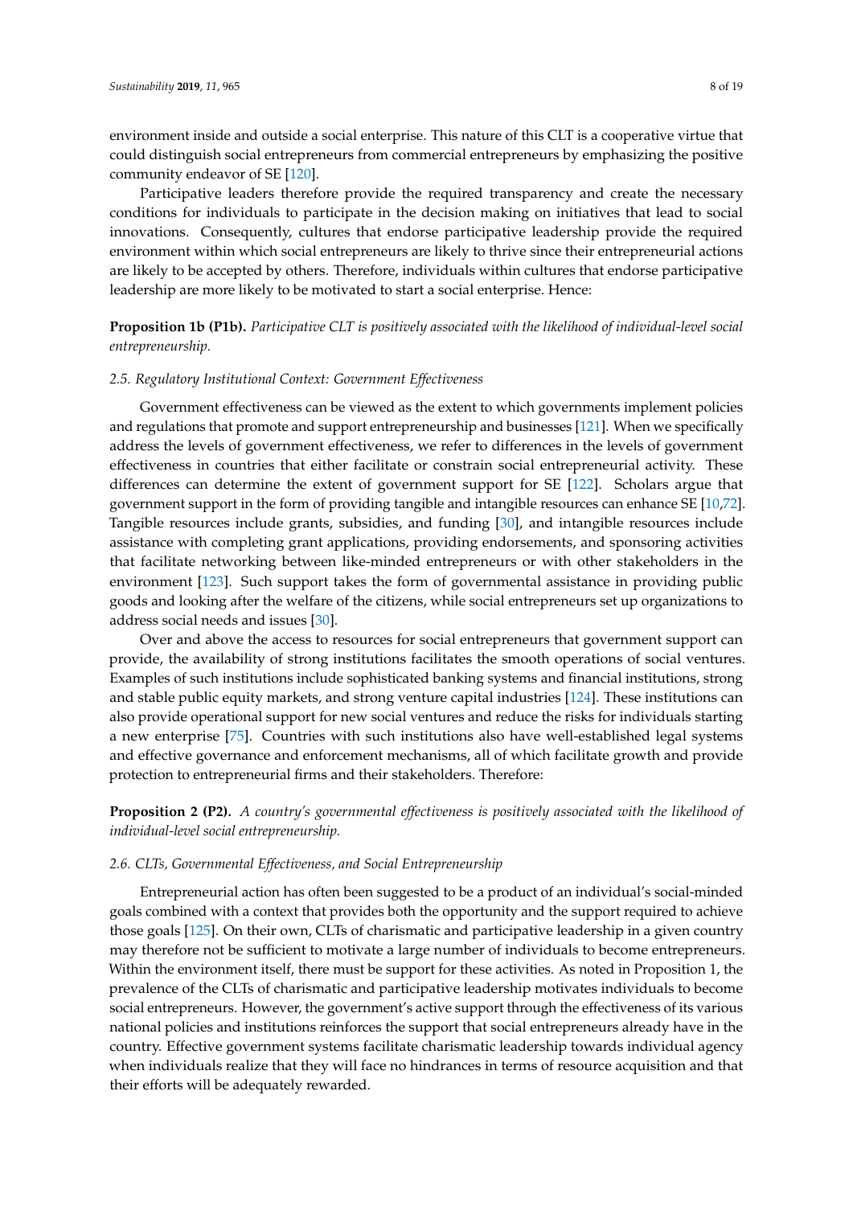environment inside and outside a social enterprise. This nature of this CLT is a cooperative virtue that could distinguish social entrepreneurs from commercial entrepreneurs by emphasizing the positive community endeavor of SE [120].

Participative leaders therefore provide the required transparency and create the necessary conditions for individuals to participate in the decision making on initiatives that lead to social innovations. Consequently, cultures that endorse participative leadership provide the required environment within which social entrepreneurs are likely to thrive since their entrepreneurial actions are likely to be accepted by others. Therefore, individuals within cultures that endorse participative leadership are more likely to be motivated to start a social enterprise. Hence:

**Proposition 1b (P1b).** *Participative CLT is positively associated with the likelihood of individual-level social entrepreneurship.*

### *2.5. Regulatory Institutional Context: Government Effectiveness*

Government effectiveness can be viewed as the extent to which governments implement policies and regulations that promote and support entrepreneurship and businesses [121]. When we specifically address the levels of government effectiveness, we refer to differences in the levels of government effectiveness in countries that either facilitate or constrain social entrepreneurial activity. These differences can determine the extent of government support for SE [122]. Scholars argue that government support in the form of providing tangible and intangible resources can enhance SE [10,72]. Tangible resources include grants, subsidies, and funding [30], and intangible resources include assistance with completing grant applications, providing endorsements, and sponsoring activities that facilitate networking between like-minded entrepreneurs or with other stakeholders in the environment [123]. Such support takes the form of governmental assistance in providing public goods and looking after the welfare of the citizens, while social entrepreneurs set up organizations to address social needs and issues [30].

Over and above the access to resources for social entrepreneurs that government support can provide, the availability of strong institutions facilitates the smooth operations of social ventures. Examples of such institutions include sophisticated banking systems and financial institutions, strong and stable public equity markets, and strong venture capital industries [124]. These institutions can also provide operational support for new social ventures and reduce the risks for individuals starting a new enterprise [75]. Countries with such institutions also have well-established legal systems and effective governance and enforcement mechanisms, all of which facilitate growth and provide protection to entrepreneurial firms and their stakeholders. Therefore:

**Proposition 2 (P2).** *A country's governmental effectiveness is positively associated with the likelihood of individual-level social entrepreneurship.*

### *2.6. CLTs, Governmental Effectiveness, and Social Entrepreneurship*

Entrepreneurial action has often been suggested to be a product of an individual's social-minded goals combined with a context that provides both the opportunity and the support required to achieve those goals [125]. On their own, CLTs of charismatic and participative leadership in a given country may therefore not be sufficient to motivate a large number of individuals to become entrepreneurs. Within the environment itself, there must be support for these activities. As noted in Proposition 1, the prevalence of the CLTs of charismatic and participative leadership motivates individuals to become social entrepreneurs. However, the government's active support through the effectiveness of its various national policies and institutions reinforces the support that social entrepreneurs already have in the country. Effective government systems facilitate charismatic leadership towards individual agency when individuals realize that they will face no hindrances in terms of resource acquisition and that their efforts will be adequately rewarded.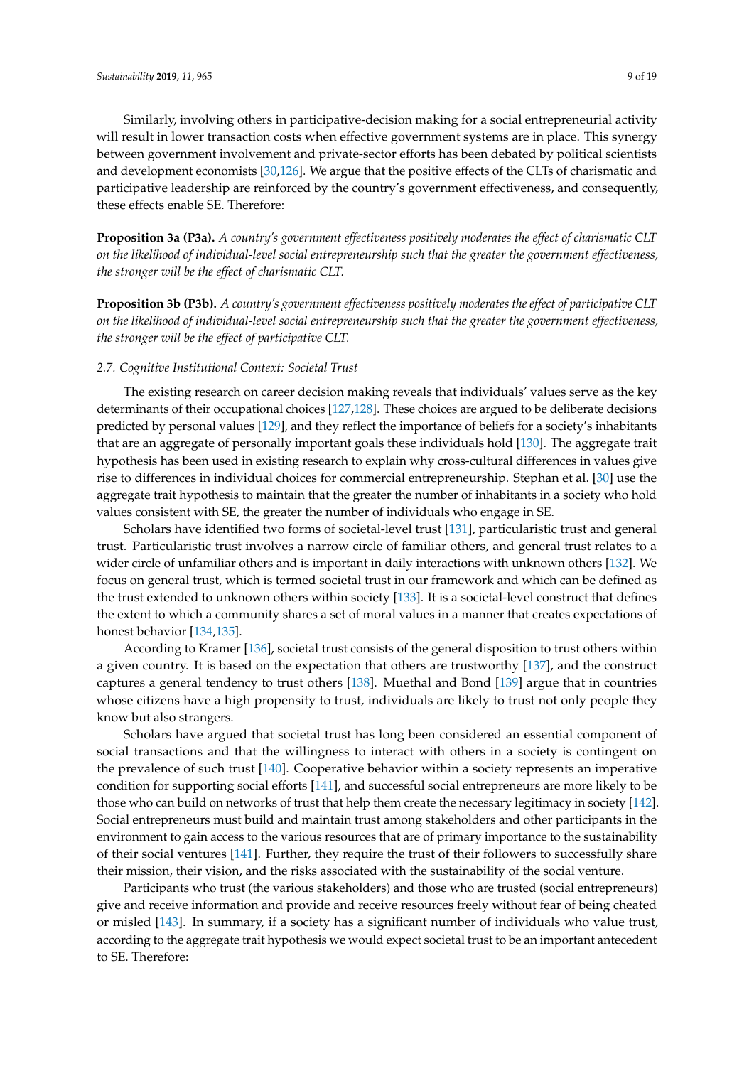Similarly, involving others in participative-decision making for a social entrepreneurial activity will result in lower transaction costs when effective government systems are in place. This synergy between government involvement and private-sector efforts has been debated by political scientists and development economists [30,126]. We argue that the positive effects of the CLTs of charismatic and participative leadership are reinforced by the country's government effectiveness, and consequently, these effects enable SE. Therefore:

**Proposition 3a (P3a).** *A country's government effectiveness positively moderates the effect of charismatic CLT on the likelihood of individual-level social entrepreneurship such that the greater the government effectiveness, the stronger will be the effect of charismatic CLT.*

**Proposition 3b (P3b).** *A country's government effectiveness positively moderates the effect of participative CLT on the likelihood of individual-level social entrepreneurship such that the greater the government effectiveness, the stronger will be the effect of participative CLT.*

### *2.7. Cognitive Institutional Context: Societal Trust*

The existing research on career decision making reveals that individuals' values serve as the key determinants of their occupational choices [127,128]. These choices are argued to be deliberate decisions predicted by personal values [129], and they reflect the importance of beliefs for a society's inhabitants that are an aggregate of personally important goals these individuals hold [130]. The aggregate trait hypothesis has been used in existing research to explain why cross-cultural differences in values give rise to differences in individual choices for commercial entrepreneurship. Stephan et al. [30] use the aggregate trait hypothesis to maintain that the greater the number of inhabitants in a society who hold values consistent with SE, the greater the number of individuals who engage in SE.

Scholars have identified two forms of societal-level trust [131], particularistic trust and general trust. Particularistic trust involves a narrow circle of familiar others, and general trust relates to a wider circle of unfamiliar others and is important in daily interactions with unknown others [132]. We focus on general trust, which is termed societal trust in our framework and which can be defined as the trust extended to unknown others within society [133]. It is a societal-level construct that defines the extent to which a community shares a set of moral values in a manner that creates expectations of honest behavior [134,135].

According to Kramer [136], societal trust consists of the general disposition to trust others within a given country. It is based on the expectation that others are trustworthy [137], and the construct captures a general tendency to trust others [138]. Muethal and Bond [139] argue that in countries whose citizens have a high propensity to trust, individuals are likely to trust not only people they know but also strangers.

Scholars have argued that societal trust has long been considered an essential component of social transactions and that the willingness to interact with others in a society is contingent on the prevalence of such trust [140]. Cooperative behavior within a society represents an imperative condition for supporting social efforts [141], and successful social entrepreneurs are more likely to be those who can build on networks of trust that help them create the necessary legitimacy in society [142]. Social entrepreneurs must build and maintain trust among stakeholders and other participants in the environment to gain access to the various resources that are of primary importance to the sustainability of their social ventures [141]. Further, they require the trust of their followers to successfully share their mission, their vision, and the risks associated with the sustainability of the social venture.

Participants who trust (the various stakeholders) and those who are trusted (social entrepreneurs) give and receive information and provide and receive resources freely without fear of being cheated or misled [143]. In summary, if a society has a significant number of individuals who value trust, according to the aggregate trait hypothesis we would expect societal trust to be an important antecedent to SE. Therefore: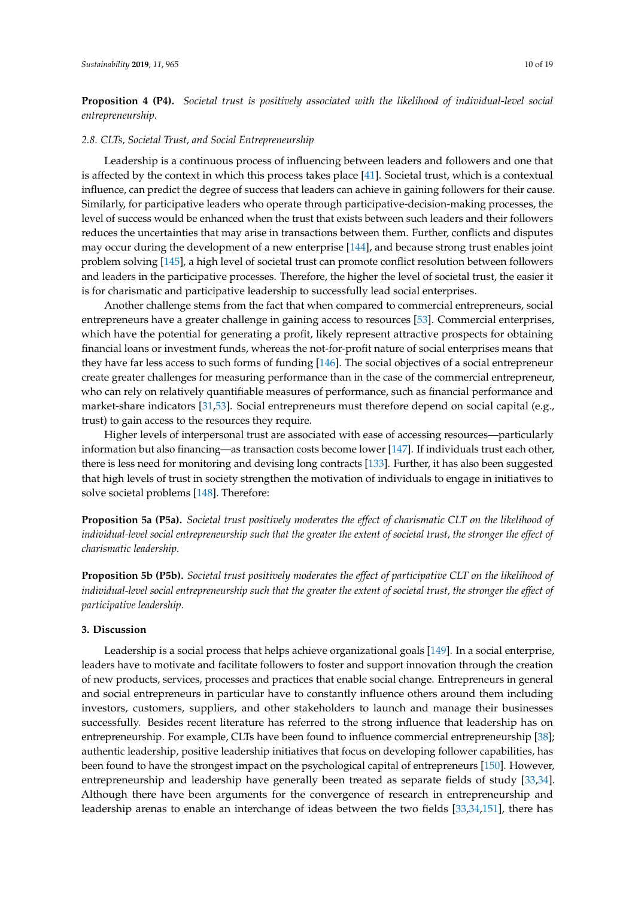**Proposition 4 (P4).** *Societal trust is positively associated with the likelihood of individual-level social entrepreneurship.*

### *2.8. CLTs, Societal Trust, and Social Entrepreneurship*

Leadership is a continuous process of influencing between leaders and followers and one that is affected by the context in which this process takes place [41]. Societal trust, which is a contextual influence, can predict the degree of success that leaders can achieve in gaining followers for their cause. Similarly, for participative leaders who operate through participative-decision-making processes, the level of success would be enhanced when the trust that exists between such leaders and their followers reduces the uncertainties that may arise in transactions between them. Further, conflicts and disputes may occur during the development of a new enterprise [144], and because strong trust enables joint problem solving [145], a high level of societal trust can promote conflict resolution between followers and leaders in the participative processes. Therefore, the higher the level of societal trust, the easier it is for charismatic and participative leadership to successfully lead social enterprises.

Another challenge stems from the fact that when compared to commercial entrepreneurs, social entrepreneurs have a greater challenge in gaining access to resources [53]. Commercial enterprises, which have the potential for generating a profit, likely represent attractive prospects for obtaining financial loans or investment funds, whereas the not-for-profit nature of social enterprises means that they have far less access to such forms of funding [146]. The social objectives of a social entrepreneur create greater challenges for measuring performance than in the case of the commercial entrepreneur, who can rely on relatively quantifiable measures of performance, such as financial performance and market-share indicators [31,53]. Social entrepreneurs must therefore depend on social capital (e.g., trust) to gain access to the resources they require.

Higher levels of interpersonal trust are associated with ease of accessing resources—particularly information but also financing—as transaction costs become lower [147]. If individuals trust each other, there is less need for monitoring and devising long contracts [133]. Further, it has also been suggested that high levels of trust in society strengthen the motivation of individuals to engage in initiatives to solve societal problems [148]. Therefore:

**Proposition 5a (P5a).** *Societal trust positively moderates the effect of charismatic CLT on the likelihood of individual-level social entrepreneurship such that the greater the extent of societal trust, the stronger the effect of charismatic leadership.*

**Proposition 5b (P5b).** *Societal trust positively moderates the effect of participative CLT on the likelihood of individual-level social entrepreneurship such that the greater the extent of societal trust, the stronger the effect of participative leadership.*

## 3. Discussion

Leadership is a social process that helps achieve organizational goals [149]. In a social enterprise, leaders have to motivate and facilitate followers to foster and support innovation through the creation of new products, services, processes and practices that enable social change. Entrepreneurs in general and social entrepreneurs in particular have to constantly influence others around them including investors, customers, suppliers, and other stakeholders to launch and manage their businesses successfully. Besides recent literature has referred to the strong influence that leadership has on entrepreneurship. For example, CLTs have been found to influence commercial entrepreneurship [38]; authentic leadership, positive leadership initiatives that focus on developing follower capabilities, has been found to have the strongest impact on the psychological capital of entrepreneurs [150]. However, entrepreneurship and leadership have generally been treated as separate fields of study [33,34]. Although there have been arguments for the convergence of research in entrepreneurship and leadership arenas to enable an interchange of ideas between the two fields [33,34,151], there has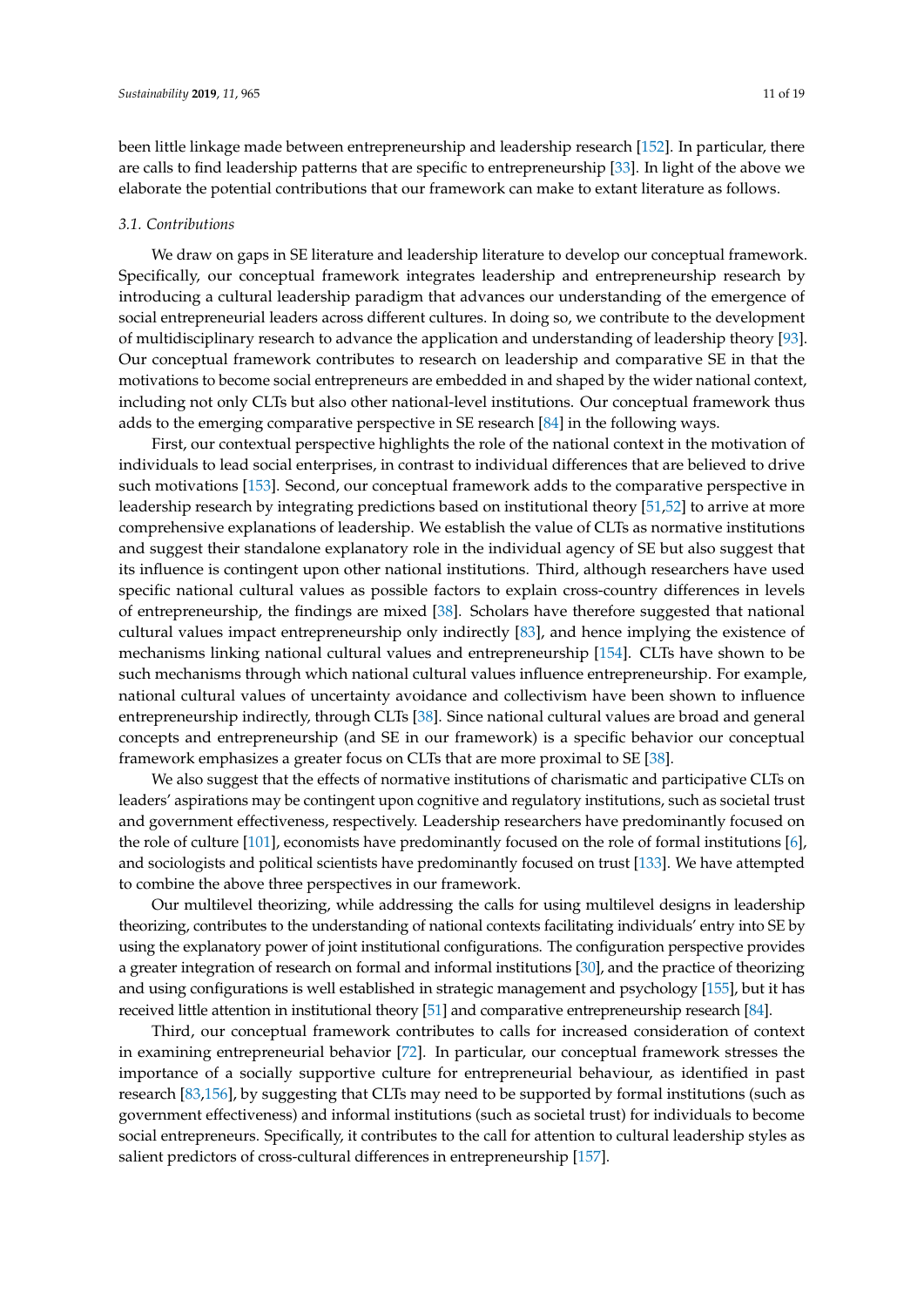been little linkage made between entrepreneurship and leadership research [152]. In particular, there are calls to find leadership patterns that are specific to entrepreneurship [33]. In light of the above we elaborate the potential contributions that our framework can make to extant literature as follows.

### *3.1. Contributions*

We draw on gaps in SE literature and leadership literature to develop our conceptual framework. Specifically, our conceptual framework integrates leadership and entrepreneurship research by introducing a cultural leadership paradigm that advances our understanding of the emergence of social entrepreneurial leaders across different cultures. In doing so, we contribute to the development of multidisciplinary research to advance the application and understanding of leadership theory [93]. Our conceptual framework contributes to research on leadership and comparative SE in that the motivations to become social entrepreneurs are embedded in and shaped by the wider national context, including not only CLTs but also other national-level institutions. Our conceptual framework thus adds to the emerging comparative perspective in SE research [84] in the following ways.

First, our contextual perspective highlights the role of the national context in the motivation of individuals to lead social enterprises, in contrast to individual differences that are believed to drive such motivations [153]. Second, our conceptual framework adds to the comparative perspective in leadership research by integrating predictions based on institutional theory [51,52] to arrive at more comprehensive explanations of leadership. We establish the value of CLTs as normative institutions and suggest their standalone explanatory role in the individual agency of SE but also suggest that its influence is contingent upon other national institutions. Third, although researchers have used specific national cultural values as possible factors to explain cross-country differences in levels of entrepreneurship, the findings are mixed [38]. Scholars have therefore suggested that national cultural values impact entrepreneurship only indirectly [83], and hence implying the existence of mechanisms linking national cultural values and entrepreneurship [154]. CLTs have shown to be such mechanisms through which national cultural values influence entrepreneurship. For example, national cultural values of uncertainty avoidance and collectivism have been shown to influence entrepreneurship indirectly, through CLTs [38]. Since national cultural values are broad and general concepts and entrepreneurship (and SE in our framework) is a specific behavior our conceptual framework emphasizes a greater focus on CLTs that are more proximal to SE [38].

We also suggest that the effects of normative institutions of charismatic and participative CLTs on leaders' aspirations may be contingent upon cognitive and regulatory institutions, such as societal trust and government effectiveness, respectively. Leadership researchers have predominantly focused on the role of culture [101], economists have predominantly focused on the role of formal institutions [6], and sociologists and political scientists have predominantly focused on trust [133]. We have attempted to combine the above three perspectives in our framework.

Our multilevel theorizing, while addressing the calls for using multilevel designs in leadership theorizing, contributes to the understanding of national contexts facilitating individuals' entry into SE by using the explanatory power of joint institutional configurations. The configuration perspective provides a greater integration of research on formal and informal institutions [30], and the practice of theorizing and using configurations is well established in strategic management and psychology [155], but it has received little attention in institutional theory [51] and comparative entrepreneurship research [84].

Third, our conceptual framework contributes to calls for increased consideration of context in examining entrepreneurial behavior [72]. In particular, our conceptual framework stresses the importance of a socially supportive culture for entrepreneurial behaviour, as identified in past research [83,156], by suggesting that CLTs may need to be supported by formal institutions (such as government effectiveness) and informal institutions (such as societal trust) for individuals to become social entrepreneurs. Specifically, it contributes to the call for attention to cultural leadership styles as salient predictors of cross-cultural differences in entrepreneurship [157].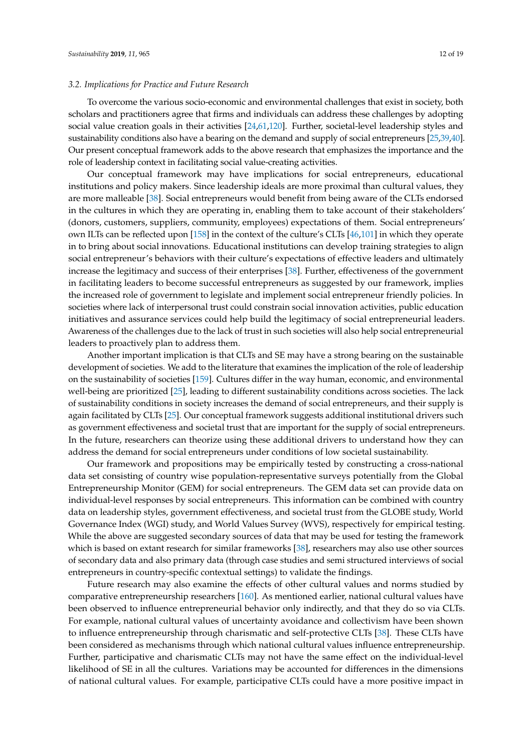### 3.2. Implications for Practice and Future Research

To overcome the various socio-economic and environmental challenges that exist in society, both scholars and practitioners agree that firms and individuals can address these challenges by adopting social value creation goals in their activities [24,61,120]. Further, societal-level leadership styles and sustainability conditions also have a bearing on the demand and supply of social entrepreneurs [25,39,40]. Our present conceptual framework adds to the above research that emphasizes the importance and the role of leadership context in facilitating social value-creating activities.

Our conceptual framework may have implications for social entrepreneurs, educational institutions and policy makers. Since leadership ideals are more proximal than cultural values, they are more malleable [38]. Social entrepreneurs would benefit from being aware of the CLTs endorsed in the cultures in which they are operating in, enabling them to take account of their stakeholders' (donors, customers, suppliers, community, employees) expectations of them. Social entrepreneurs' own ILTs can be reflected upon [158] in the context of the culture's CLTs [46,101] in which they operate in to bring about social innovations. Educational institutions can develop training strategies to align social entrepreneur's behaviors with their culture's expectations of effective leaders and ultimately increase the legitimacy and success of their enterprises [38]. Further, effectiveness of the government in facilitating leaders to become successful entrepreneurs as suggested by our framework, implies the increased role of government to legislate and implement social entrepreneur friendly policies. In societies where lack of interpersonal trust could constrain social innovation activities, public education initiatives and assurance services could help build the legitimacy of social entrepreneurial leaders. Awareness of the challenges due to the lack of trust in such societies will also help social entrepreneurial leaders to proactively plan to address them.

Another important implication is that CLTs and SE may have a strong bearing on the sustainable development of societies. We add to the literature that examines the implication of the role of leadership on the sustainability of societies [159]. Cultures differ in the way human, economic, and environmental well-being are prioritized [25], leading to different sustainability conditions across societies. The lack of sustainability conditions in society increases the demand of social entrepreneurs, and their supply is again facilitated by CLTs [25]. Our conceptual framework suggests additional institutional drivers such as government effectiveness and societal trust that are important for the supply of social entrepreneurs. In the future, researchers can theorize using these additional drivers to understand how they can address the demand for social entrepreneurs under conditions of low societal sustainability.

Our framework and propositions may be empirically tested by constructing a cross-national data set consisting of country wise population-representative surveys potentially from the Global Entrepreneurship Monitor (GEM) for social entrepreneurs. The GEM data set can provide data on individual-level responses by social entrepreneurs. This information can be combined with country data on leadership styles, government effectiveness, and societal trust from the GLOBE study, World Governance Index (WGI) study, and World Values Survey (WVS), respectively for empirical testing. While the above are suggested secondary sources of data that may be used for testing the framework which is based on extant research for similar frameworks [38], researchers may also use other sources of secondary data and also primary data (through case studies and semi structured interviews of social entrepreneurs in country-specific contextual settings) to validate the findings.

Future research may also examine the effects of other cultural values and norms studied by comparative entrepreneurship researchers [160]. As mentioned earlier, national cultural values have been observed to influence entrepreneurial behavior only indirectly, and that they do so via CLTs. For example, national cultural values of uncertainty avoidance and collectivism have been shown to influence entrepreneurship through charismatic and self-protective CLTs [38]. These CLTs have been considered as mechanisms through which national cultural values influence entrepreneurship. Further, participative and charismatic CLTs may not have the same effect on the individual-level likelihood of SE in all the cultures. Variations may be accounted for differences in the dimensions of national cultural values. For example, participative CLTs could have a more positive impact in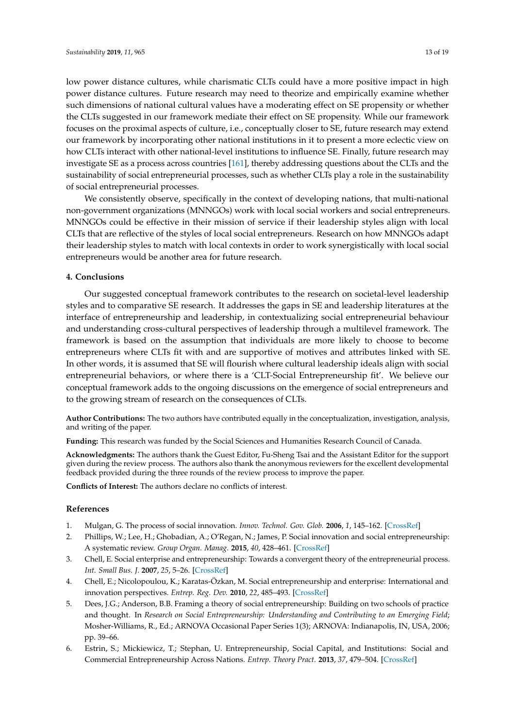low power distance cultures, while charismatic CLTs could have a more positive impact in high power distance cultures. Future research may need to theorize and empirically examine whether such dimensions of national cultural values have a moderating effect on SE propensity or whether the CLTs suggested in our framework mediate their effect on SE propensity. While our framework focuses on the proximal aspects of culture, i.e., conceptually closer to SE, future research may extend our framework by incorporating other national institutions in it to present a more eclectic view on how CLTs interact with other national-level institutions to influence SE. Finally, future research may investigate SE as a process across countries [161], thereby addressing questions about the CLTs and the sustainability of social entrepreneurial processes, such as whether CLTs play a role in the sustainability of social entrepreneurial processes.

We consistently observe, specifically in the context of developing nations, that multi-national non-government organizations (MNNGOs) work with local social workers and social entrepreneurs. MNNGOs could be effective in their mission of service if their leadership styles align with local CLTs that are reflective of the styles of local social entrepreneurs. Research on how MNNGOs adapt their leadership styles to match with local contexts in order to work synergistically with local social entrepreneurs would be another area for future research.

## 4. Conclusions

Our suggested conceptual framework contributes to the research on societal-level leadership styles and to comparative SE research. It addresses the gaps in SE and leadership literatures at the interface of entrepreneurship and leadership, in contextualizing social entrepreneurial behaviour and understanding cross-cultural perspectives of leadership through a multilevel framework. The framework is based on the assumption that individuals are more likely to choose to become entrepreneurs where CLTs fit with and are supportive of motives and attributes linked with SE. In other words, it is assumed that SE will flourish where cultural leadership ideals align with social entrepreneurial behaviors, or where there is a 'CLT-Social Entrepreneurship fit'. We believe our conceptual framework adds to the ongoing discussions on the emergence of social entrepreneurs and to the growing stream of research on the consequences of CLTs.

**Author Contributions:** The two authors have contributed equally in the conceptualization, investigation, analysis, and writing of the paper.

**Funding:** This research was funded by the Social Sciences and Humanities Research Council of Canada.

**Acknowledgments:** The authors thank the Guest Editor, Fu-Sheng Tsai and the Assistant Editor for the support given during the review process. The authors also thank the anonymous reviewers for the excellent developmental feedback provided during the three rounds of the review process to improve the paper.

**Conflicts of Interest:** The authors declare no conflicts of interest.

## References

1. Mulgan, G. The process of social innovation. *Innov. Technol. Gov. Glob.* **2006**, *1*, 145–162. [CrossRef]
2. Phillips, W.; Lee, H.; Ghobadian, A.; O'Regan, N.; James, P. Social innovation and social entrepreneurship: A systematic review. *Group Organ. Manag.* **2015**, *40*, 428–461. [CrossRef]
3. Chell, E. Social enterprise and entrepreneurship: Towards a convergent theory of the entrepreneurial process. *Int. Small Bus. J.* **2007**, *25*, 5–26. [CrossRef]
4. Chell, E.; Nicolopoulou, K.; Karatas-Özkan, M. Social entrepreneurship and enterprise: International and innovation perspectives. *Entrep. Reg. Dev.* **2010**, *22*, 485–493. [CrossRef]
5. Dees, J.G.; Anderson, B.B. Framing a theory of social entrepreneurship: Building on two schools of practice and thought. In *Research on Social Entrepreneurship: Understanding and Contributing to an Emerging Field*; Mosher-Williams, R., Ed.; ARNOVA Occasional Paper Series 1(3); ARNOVA: Indianapolis, IN, USA, 2006; pp. 39–66.
6. Estrin, S.; Mickiewicz, T.; Stephan, U. Entrepreneurship, Social Capital, and Institutions: Social and Commercial Entrepreneurship Across Nations. *Entrep. Theory Pract.* **2013**, *37*, 479–504. [CrossRef]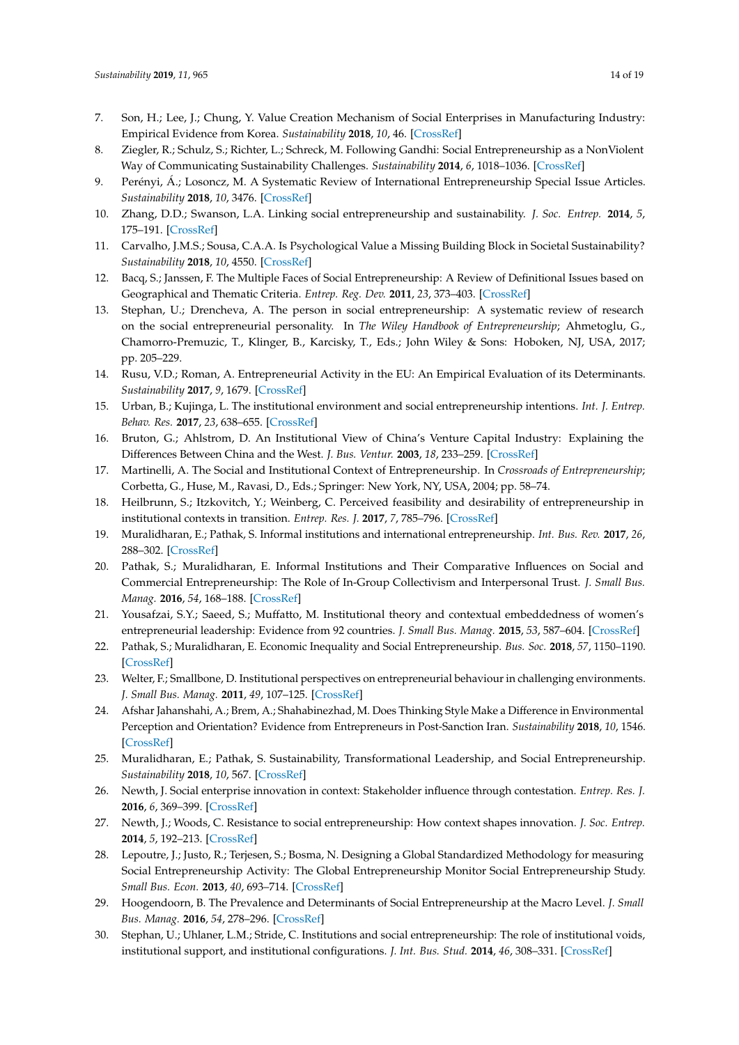7. Son, H.; Lee, J.; Chung, Y. Value Creation Mechanism of Social Enterprises in Manufacturing Industry: Empirical Evidence from Korea. *Sustainability* **2018**, *10*, 46. [CrossRef]
8. Ziegler, R.; Schulz, S.; Richter, L.; Schreck, M. Following Gandhi: Social Entrepreneurship as a NonViolent Way of Communicating Sustainability Challenges. *Sustainability* **2014**, *6*, 1018–1036. [CrossRef]
9. Perényi, Á.; Losoncz, M. A Systematic Review of International Entrepreneurship Special Issue Articles. *Sustainability* **2018**, *10*, 3476. [CrossRef]
10. Zhang, D.D.; Swanson, L.A. Linking social entrepreneurship and sustainability. *J. Soc. Entrep.* **2014**, *5*, 175–191. [CrossRef]
11. Carvalho, J.M.S.; Sousa, C.A.A. Is Psychological Value a Missing Building Block in Societal Sustainability? *Sustainability* **2018**, *10*, 4550. [CrossRef]
12. Bacq, S.; Janssen, F. The Multiple Faces of Social Entrepreneurship: A Review of Definitional Issues based on Geographical and Thematic Criteria. *Entrep. Reg. Dev.* **2011**, *23*, 373–403. [CrossRef]
13. Stephan, U.; Drencheva, A. The person in social entrepreneurship: A systematic review of research on the social entrepreneurial personality. In *The Wiley Handbook of Entrepreneurship*; Ahmetoglu, G., Chamorro-Premuzic, T., Klinger, B., Karcisky, T., Eds.; John Wiley & Sons: Hoboken, NJ, USA, 2017; pp. 205–229.
14. Rusu, V.D.; Roman, A. Entrepreneurial Activity in the EU: An Empirical Evaluation of its Determinants. *Sustainability* **2017**, *9*, 1679. [CrossRef]
15. Urban, B.; Kujinga, L. The institutional environment and social entrepreneurship intentions. *Int. J. Entrep. Behav. Res.* **2017**, *23*, 638–655. [CrossRef]
16. Bruton, G.; Ahlstrom, D. An Institutional View of China's Venture Capital Industry: Explaining the Differences Between China and the West. *J. Bus. Ventur.* **2003**, *18*, 233–259. [CrossRef]
17. Martinelli, A. The Social and Institutional Context of Entrepreneurship. In *Crossroads of Entrepreneurship*; Corbetta, G., Huse, M., Ravasi, D., Eds.; Springer: New York, NY, USA, 2004; pp. 58–74.
18. Heilbrunn, S.; Itzkovitch, Y.; Weinberg, C. Perceived feasibility and desirability of entrepreneurship in institutional contexts in transition. *Entrep. Res. J.* **2017**, *7*, 785–796. [CrossRef]
19. Muralidharan, E.; Pathak, S. Informal institutions and international entrepreneurship. *Int. Bus. Rev.* **2017**, *26*, 288–302. [CrossRef]
20. Pathak, S.; Muralidharan, E. Informal Institutions and Their Comparative Influences on Social and Commercial Entrepreneurship: The Role of In-Group Collectivism and Interpersonal Trust. *J. Small Bus. Manag.* **2016**, *54*, 168–188. [CrossRef]
21. Yousafzai, S.Y.; Saeed, S.; Muffatto, M. Institutional theory and contextual embeddedness of women's entrepreneurial leadership: Evidence from 92 countries. *J. Small Bus. Manag.* **2015**, *53*, 587–604. [CrossRef]
22. Pathak, S.; Muralidharan, E. Economic Inequality and Social Entrepreneurship. *Bus. Soc.* **2018**, *57*, 1150–1190. [CrossRef]
23. Welter, F.; Smallbone, D. Institutional perspectives on entrepreneurial behaviour in challenging environments. *J. Small Bus. Manag.* **2011**, *49*, 107–125. [CrossRef]
24. Afshar Jahanshahi, A.; Brem, A.; Shahabinezhad, M. Does Thinking Style Make a Difference in Environmental Perception and Orientation? Evidence from Entrepreneurs in Post-Sanction Iran. *Sustainability* **2018**, *10*, 1546. [CrossRef]
25. Muralidharan, E.; Pathak, S. Sustainability, Transformational Leadership, and Social Entrepreneurship. *Sustainability* **2018**, *10*, 567. [CrossRef]
26. Newth, J. Social enterprise innovation in context: Stakeholder influence through contestation. *Entrep. Res. J.* **2016**, *6*, 369–399. [CrossRef]
27. Newth, J.; Woods, C. Resistance to social entrepreneurship: How context shapes innovation. *J. Soc. Entrep.* **2014**, *5*, 192–213. [CrossRef]
28. Lepoutre, J.; Justo, R.; Terjesen, S.; Bosma, N. Designing a Global Standardized Methodology for measuring Social Entrepreneurship Activity: The Global Entrepreneurship Monitor Social Entrepreneurship Study. *Small Bus. Econ.* **2013**, *40*, 693–714. [CrossRef]
29. Hoogendoorn, B. The Prevalence and Determinants of Social Entrepreneurship at the Macro Level. *J. Small Bus. Manag.* **2016**, *54*, 278–296. [CrossRef]
30. Stephan, U.; Uhlaner, L.M.; Stride, C. Institutions and social entrepreneurship: The role of institutional voids, institutional support, and institutional configurations. *J. Int. Bus. Stud.* **2014**, *46*, 308–331. [CrossRef]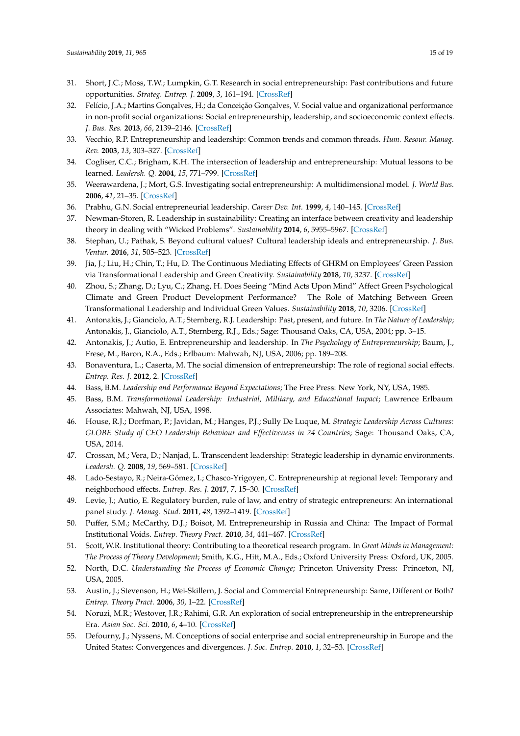31. Short, J.C.; Moss, T.W.; Lumpkin, G.T. Research in social entrepreneurship: Past contributions and future opportunities. *Strateg. Entrep. J.* **2009**, *3*, 161–194. [CrossRef]
32. Felício, J.A.; Martins Gonçalves, H.; da Conceição Gonçalves, V. Social value and organizational performance in non-profit social organizations: Social entrepreneurship, leadership, and socioeconomic context effects. *J. Bus. Res.* **2013**, *66*, 2139–2146. [CrossRef]
33. Vecchio, R.P. Entrepreneurship and leadership: Common trends and common threads. *Hum. Resour. Manag. Rev.* **2003**, *13*, 303–327. [CrossRef]
34. Cogliser, C.C.; Brigham, K.H. The intersection of leadership and entrepreneurship: Mutual lessons to be learned. *Leadersh. Q.* **2004**, *15*, 771–799. [CrossRef]
35. Weerawardena, J.; Mort, G.S. Investigating social entrepreneurship: A multidimensional model. *J. World Bus.* **2006**, *41*, 21–35. [CrossRef]
36. Prabhu, G.N. Social entrepreneurial leadership. *Career Dev. Int.* **1999**, *4*, 140–145. [CrossRef]
37. Newman-Storen, R. Leadership in sustainability: Creating an interface between creativity and leadership theory in dealing with "Wicked Problems". *Sustainability* **2014**, *6*, 5955–5967. [CrossRef]
38. Stephan, U.; Pathak, S. Beyond cultural values? Cultural leadership ideals and entrepreneurship. *J. Bus. Ventur.* **2016**, *31*, 505–523. [CrossRef]
39. Jia, J.; Liu, H.; Chin, T.; Hu, D. The Continuous Mediating Effects of GHRM on Employees' Green Passion via Transformational Leadership and Green Creativity. *Sustainability* **2018**, *10*, 3237. [CrossRef]
40. Zhou, S.; Zhang, D.; Lyu, C.; Zhang, H. Does Seeing "Mind Acts Upon Mind" Affect Green Psychological Climate and Green Product Development Performance? The Role of Matching Between Green Transformational Leadership and Individual Green Values. *Sustainability* **2018**, *10*, 3206. [CrossRef]
41. Antonakis, J.; Gianciolo, A.T.; Sternberg, R.J. Leadership: Past, present, and future. In *The Nature of Leadership*; Antonakis, J., Gianciolo, A.T., Sternberg, R.J., Eds.; Sage: Thousand Oaks, CA, USA, 2004; pp. 3–15.
42. Antonakis, J.; Autio, E. Entrepreneurship and leadership. In *The Psychology of Entrepreneurship*; Baum, J., Frese, M., Baron, R.A., Eds.; Erlbaum: Mahwah, NJ, USA, 2006; pp. 189–208.
43. Bonaventura, L.; Caserta, M. The social dimension of entrepreneurship: The role of regional social effects. *Entrep. Res. J.* **2012**, 2. [CrossRef]
44. Bass, B.M. *Leadership and Performance Beyond Expectations*; The Free Press: New York, NY, USA, 1985.
45. Bass, B.M. *Transformational Leadership: Industrial, Military, and Educational Impact*; Lawrence Erlbaum Associates: Mahwah, NJ, USA, 1998.
46. House, R.J.; Dorfman, P.; Javidan, M.; Hanges, P.J.; Sully De Luque, M. *Strategic Leadership Across Cultures: GLOBE Study of CEO Leadership Behaviour and Effectiveness in 24 Countries*; Sage: Thousand Oaks, CA, USA, 2014.
47. Crossan, M.; Vera, D.; Nanjad, L. Transcendent leadership: Strategic leadership in dynamic environments. *Leadersh. Q.* **2008**, *19*, 569–581. [CrossRef]
48. Lado-Sestayo, R.; Neira-Gómez, I.; Chasco-Yrigoyen, C. Entrepreneurship at regional level: Temporary and neighborhood effects. *Entrep. Res. J.* **2017**, *7*, 15–30. [CrossRef]
49. Levie, J.; Autio, E. Regulatory burden, rule of law, and entry of strategic entrepreneurs: An international panel study. *J. Manag. Stud.* **2011**, *48*, 1392–1419. [CrossRef]
50. Puffer, S.M.; McCarthy, D.J.; Boisot, M. Entrepreneurship in Russia and China: The Impact of Formal Institutional Voids. *Entrep. Theory Pract.* **2010**, *34*, 441–467. [CrossRef]
51. Scott, W.R. Institutional theory: Contributing to a theoretical research program. In *Great Minds in Management: The Process of Theory Development*; Smith, K.G., Hitt, M.A., Eds.; Oxford University Press: Oxford, UK, 2005.
52. North, D.C. *Understanding the Process of Economic Change*; Princeton University Press: Princeton, NJ, USA, 2005.
53. Austin, J.; Stevenson, H.; Wei-Skillern, J. Social and Commercial Entrepreneurship: Same, Different or Both? *Entrep. Theory Pract.* **2006**, *30*, 1–22. [CrossRef]
54. Noruzi, M.R.; Westover, J.R.; Rahimi, G.R. An exploration of social entrepreneurship in the entrepreneurship Era. *Asian Soc. Sci.* **2010**, *6*, 4–10. [CrossRef]
55. Defourny, J.; Nyssens, M. Conceptions of social enterprise and social entrepreneurship in Europe and the United States: Convergences and divergences. *J. Soc. Entrep.* **2010**, *1*, 32–53. [CrossRef]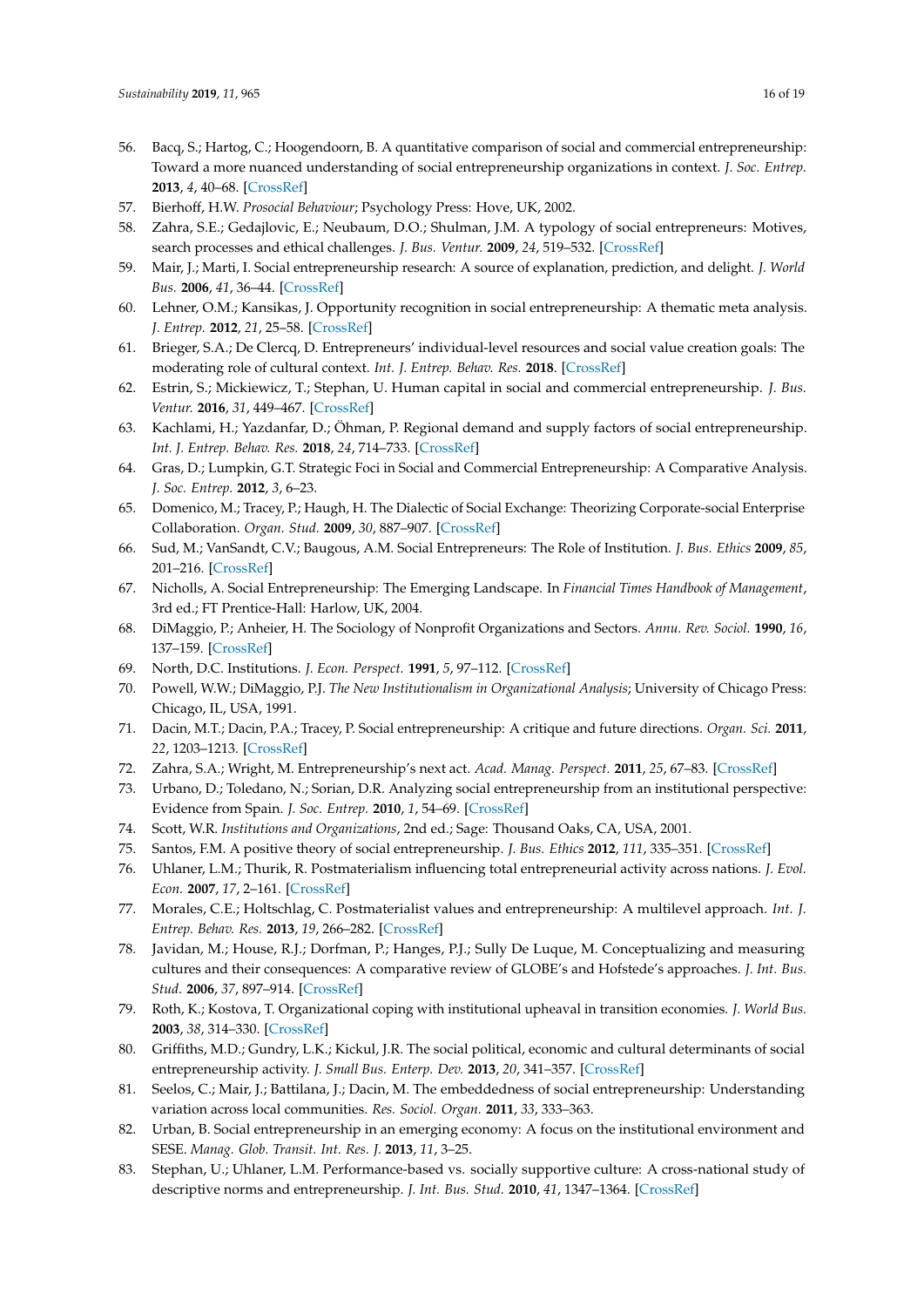56. Bacq, S.; Hartog, C.; Hoogendoorn, B. A quantitative comparison of social and commercial entrepreneurship: Toward a more nuanced understanding of social entrepreneurship organizations in context. *J. Soc. Entrep.* **2013**, *4*, 40–68. [CrossRef]
57. Bierhoff, H.W. *Prosocial Behaviour*; Psychology Press: Hove, UK, 2002.
58. Zahra, S.E.; Gedajlovic, E.; Neubaum, D.O.; Shulman, J.M. A typology of social entrepreneurs: Motives, search processes and ethical challenges. *J. Bus. Ventur.* **2009**, *24*, 519–532. [CrossRef]
59. Mair, J.; Marti, I. Social entrepreneurship research: A source of explanation, prediction, and delight. *J. World Bus.* **2006**, *41*, 36–44. [CrossRef]
60. Lehner, O.M.; Kansikas, J. Opportunity recognition in social entrepreneurship: A thematic meta analysis. *J. Entrep.* **2012**, *21*, 25–58. [CrossRef]
61. Brieger, S.A.; De Clercq, D. Entrepreneurs' individual-level resources and social value creation goals: The moderating role of cultural context. *Int. J. Entrep. Behav. Res.* **2018**. [CrossRef]
62. Estrin, S.; Mickiewicz, T.; Stephan, U. Human capital in social and commercial entrepreneurship. *J. Bus. Ventur.* **2016**, *31*, 449–467. [CrossRef]
63. Kachlami, H.; Yazdanfar, D.; Öhman, P. Regional demand and supply factors of social entrepreneurship. *Int. J. Entrep. Behav. Res.* **2018**, *24*, 714–733. [CrossRef]
64. Gras, D.; Lumpkin, G.T. Strategic Foci in Social and Commercial Entrepreneurship: A Comparative Analysis. *J. Soc. Entrep.* **2012**, *3*, 6–23.
65. Domenico, M.; Tracey, P.; Haugh, H. The Dialectic of Social Exchange: Theorizing Corporate-social Enterprise Collaboration. *Organ. Stud.* **2009**, *30*, 887–907. [CrossRef]
66. Sud, M.; VanSandt, C.V.; Baugous, A.M. Social Entrepreneurs: The Role of Institution. *J. Bus. Ethics* **2009**, *85*, 201–216. [CrossRef]
67. Nicholls, A. Social Entrepreneurship: The Emerging Landscape. In *Financial Times Handbook of Management*, 3rd ed.; FT Prentice-Hall: Harlow, UK, 2004.
68. DiMaggio, P.; Anheier, H. The Sociology of Nonprofit Organizations and Sectors. *Annu. Rev. Sociol.* **1990**, *16*, 137–159. [CrossRef]
69. North, D.C. Institutions. *J. Econ. Perspect.* **1991**, *5*, 97–112. [CrossRef]
70. Powell, W.W.; DiMaggio, P.J. *The New Institutionalism in Organizational Analysis*; University of Chicago Press: Chicago, IL, USA, 1991.
71. Dacin, M.T.; Dacin, P.A.; Tracey, P. Social entrepreneurship: A critique and future directions. *Organ. Sci.* **2011**, *22*, 1203–1213. [CrossRef]
72. Zahra, S.A.; Wright, M. Entrepreneurship's next act. *Acad. Manag. Perspect.* **2011**, *25*, 67–83. [CrossRef]
73. Urbano, D.; Toledano, N.; Sorian, D.R. Analyzing social entrepreneurship from an institutional perspective: Evidence from Spain. *J. Soc. Entrep.* **2010**, *1*, 54–69. [CrossRef]
74. Scott, W.R. *Institutions and Organizations*, 2nd ed.; Sage: Thousand Oaks, CA, USA, 2001.
75. Santos, F.M. A positive theory of social entrepreneurship. *J. Bus. Ethics* **2012**, *111*, 335–351. [CrossRef]
76. Uhlaner, L.M.; Thurik, R. Postmaterialism influencing total entrepreneurial activity across nations. *J. Evol. Econ.* **2007**, *17*, 2–161. [CrossRef]
77. Morales, C.E.; Holtschlag, C. Postmaterialist values and entrepreneurship: A multilevel approach. *Int. J. Entrep. Behav. Res.* **2013**, *19*, 266–282. [CrossRef]
78. Javidan, M.; House, R.J.; Dorfman, P.; Hanges, P.J.; Sully De Luque, M. Conceptualizing and measuring cultures and their consequences: A comparative review of GLOBE's and Hofstede's approaches. *J. Int. Bus. Stud.* **2006**, *37*, 897–914. [CrossRef]
79. Roth, K.; Kostova, T. Organizational coping with institutional upheaval in transition economies. *J. World Bus.* **2003**, *38*, 314–330. [CrossRef]
80. Griffiths, M.D.; Gundry, L.K.; Kickul, J.R. The social political, economic and cultural determinants of social entrepreneurship activity. *J. Small Bus. Enterp. Dev.* **2013**, *20*, 341–357. [CrossRef]
81. Seelos, C.; Mair, J.; Battilana, J.; Dacin, M. The embeddedness of social entrepreneurship: Understanding variation across local communities. *Res. Sociol. Organ.* **2011**, *33*, 333–363.
82. Urban, B. Social entrepreneurship in an emerging economy: A focus on the institutional environment and SESE. *Manag. Glob. Transit. Int. Res. J.* **2013**, *11*, 3–25.
83. Stephan, U.; Uhlaner, L.M. Performance-based vs. socially supportive culture: A cross-national study of descriptive norms and entrepreneurship. *J. Int. Bus. Stud.* **2010**, *41*, 1347–1364. [CrossRef]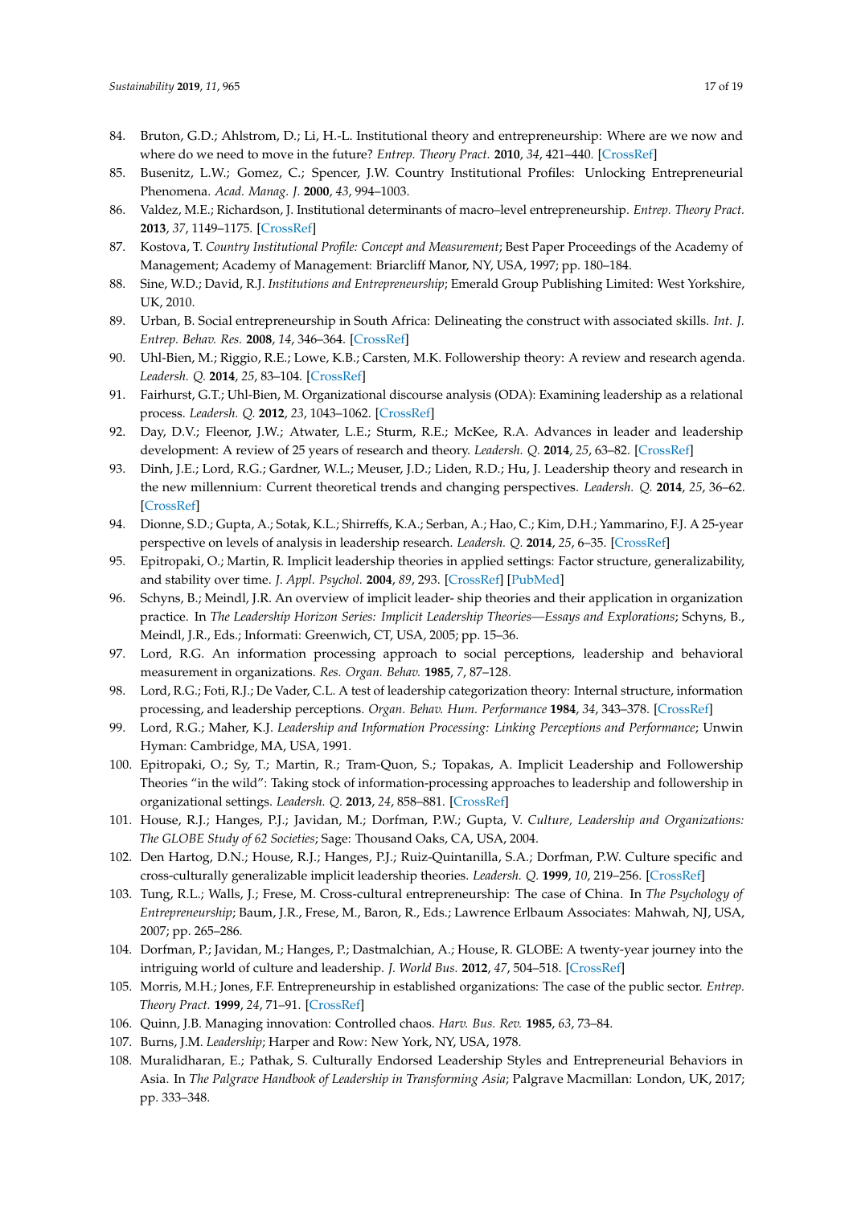84. Bruton, G.D.; Ahlstrom, D.; Li, H.-L. Institutional theory and entrepreneurship: Where are we now and where do we need to move in the future? *Entrep. Theory Pract.* **2010**, *34*, 421–440. [CrossRef]
85. Busenitz, L.W.; Gomez, C.; Spencer, J.W. Country Institutional Profiles: Unlocking Entrepreneurial Phenomena. *Acad. Manag. J.* **2000**, *43*, 994–1003.
86. Valdez, M.E.; Richardson, J. Institutional determinants of macro–level entrepreneurship. *Entrep. Theory Pract.* **2013**, *37*, 1149–1175. [CrossRef]
87. Kostova, T. *Country Institutional Profile: Concept and Measurement*; Best Paper Proceedings of the Academy of Management; Academy of Management: Briarcliff Manor, NY, USA, 1997; pp. 180–184.
88. Sine, W.D.; David, R.J. *Institutions and Entrepreneurship*; Emerald Group Publishing Limited: West Yorkshire, UK, 2010.
89. Urban, B. Social entrepreneurship in South Africa: Delineating the construct with associated skills. *Int. J. Entrep. Behav. Res.* **2008**, *14*, 346–364. [CrossRef]
90. Uhl-Bien, M.; Riggio, R.E.; Lowe, K.B.; Carsten, M.K. Followership theory: A review and research agenda. *Leadersh. Q.* **2014**, *25*, 83–104. [CrossRef]
91. Fairhurst, G.T.; Uhl-Bien, M. Organizational discourse analysis (ODA): Examining leadership as a relational process. *Leadersh. Q.* **2012**, *23*, 1043–1062. [CrossRef]
92. Day, D.V.; Fleenor, J.W.; Atwater, L.E.; Sturm, R.E.; McKee, R.A. Advances in leader and leadership development: A review of 25 years of research and theory. *Leadersh. Q.* **2014**, *25*, 63–82. [CrossRef]
93. Dinh, J.E.; Lord, R.G.; Gardner, W.L.; Meuser, J.D.; Liden, R.D.; Hu, J. Leadership theory and research in the new millennium: Current theoretical trends and changing perspectives. *Leadersh. Q.* **2014**, *25*, 36–62. [CrossRef]
94. Dionne, S.D.; Gupta, A.; Sotak, K.L.; Shirreffs, K.A.; Serban, A.; Hao, C.; Kim, D.H.; Yammarino, F.J. A 25-year perspective on levels of analysis in leadership research. *Leadersh. Q.* **2014**, *25*, 6–35. [CrossRef]
95. Epitropaki, O.; Martin, R. Implicit leadership theories in applied settings: Factor structure, generalizability, and stability over time. *J. Appl. Psychol.* **2004**, *89*, 293. [CrossRef] [PubMed]
96. Schyns, B.; Meindl, J.R. An overview of implicit leader- ship theories and their application in organization practice. In *The Leadership Horizon Series: Implicit Leadership Theories—Essays and Explorations*; Schyns, B., Meindl, J.R., Eds.; Informati: Greenwich, CT, USA, 2005; pp. 15–36.
97. Lord, R.G. An information processing approach to social perceptions, leadership and behavioral measurement in organizations. *Res. Organ. Behav.* **1985**, *7*, 87–128.
98. Lord, R.G.; Foti, R.J.; De Vader, C.L. A test of leadership categorization theory: Internal structure, information processing, and leadership perceptions. *Organ. Behav. Hum. Performance* **1984**, *34*, 343–378. [CrossRef]
99. Lord, R.G.; Maher, K.J. *Leadership and Information Processing: Linking Perceptions and Performance*; Unwin Hyman: Cambridge, MA, USA, 1991.
100. Epitropaki, O.; Sy, T.; Martin, R.; Tram-Quon, S.; Topakas, A. Implicit Leadership and Followership Theories "in the wild": Taking stock of information-processing approaches to leadership and followership in organizational settings. *Leadersh. Q.* **2013**, *24*, 858–881. [CrossRef]
101. House, R.J.; Hanges, P.J.; Javidan, M.; Dorfman, P.W.; Gupta, V. *Culture, Leadership and Organizations: The GLOBE Study of 62 Societies*; Sage: Thousand Oaks, CA, USA, 2004.
102. Den Hartog, D.N.; House, R.J.; Hanges, P.J.; Ruiz-Quintanilla, S.A.; Dorfman, P.W. Culture specific and cross-culturally generalizable implicit leadership theories. *Leadersh. Q.* **1999**, *10*, 219–256. [CrossRef]
103. Tung, R.L.; Walls, J.; Frese, M. Cross-cultural entrepreneurship: The case of China. In *The Psychology of Entrepreneurship*; Baum, J.R., Frese, M., Baron, R., Eds.; Lawrence Erlbaum Associates: Mahwah, NJ, USA, 2007; pp. 265–286.
104. Dorfman, P.; Javidan, M.; Hanges, P.; Dastmalchian, A.; House, R. GLOBE: A twenty-year journey into the intriguing world of culture and leadership. *J. World Bus.* **2012**, *47*, 504–518. [CrossRef]
105. Morris, M.H.; Jones, F.F. Entrepreneurship in established organizations: The case of the public sector. *Entrep. Theory Pract.* **1999**, *24*, 71–91. [CrossRef]
106. Quinn, J.B. Managing innovation: Controlled chaos. *Harv. Bus. Rev.* **1985**, *63*, 73–84.
107. Burns, J.M. *Leadership*; Harper and Row: New York, NY, USA, 1978.
108. Muralidharan, E.; Pathak, S. Culturally Endorsed Leadership Styles and Entrepreneurial Behaviors in Asia. In *The Palgrave Handbook of Leadership in Transforming Asia*; Palgrave Macmillan: London, UK, 2017; pp. 333–348.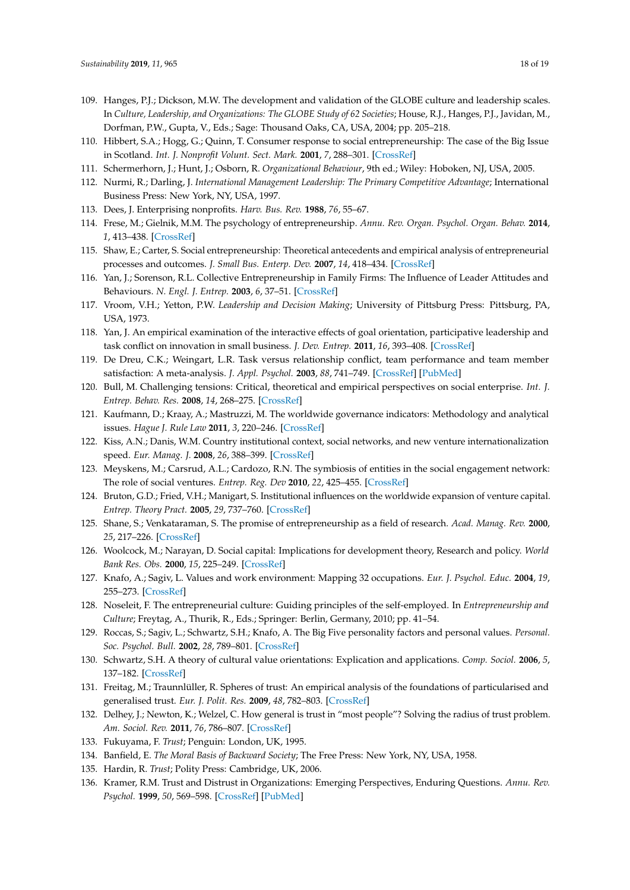109. Hanges, P.J.; Dickson, M.W. The development and validation of the GLOBE culture and leadership scales. In *Culture, Leadership, and Organizations: The GLOBE Study of 62 Societies*; House, R.J., Hanges, P.J., Javidan, M., Dorfman, P.W., Gupta, V., Eds.; Sage: Thousand Oaks, CA, USA, 2004; pp. 205–218.
110. Hibbert, S.A.; Hogg, G.; Quinn, T. Consumer response to social entrepreneurship: The case of the Big Issue in Scotland. *Int. J. Nonprofit Volunt. Sect. Mark.* **2001**, *7*, 288–301. [CrossRef]
111. Schermerhorn, J.; Hunt, J.; Osborn, R. *Organizational Behaviour*, 9th ed.; Wiley: Hoboken, NJ, USA, 2005.
112. Nurmi, R.; Darling, J. *International Management Leadership: The Primary Competitive Advantage*; International Business Press: New York, NY, USA, 1997.
113. Dees, J. Enterprising nonprofits. *Harv. Bus. Rev.* **1988**, *76*, 55–67.
114. Frese, M.; Gielnik, M.M. The psychology of entrepreneurship. *Annu. Rev. Organ. Psychol. Organ. Behav.* **2014**, *1*, 413–438. [CrossRef]
115. Shaw, E.; Carter, S. Social entrepreneurship: Theoretical antecedents and empirical analysis of entrepreneurial processes and outcomes. *J. Small Bus. Enterp. Dev.* **2007**, *14*, 418–434. [CrossRef]
116. Yan, J.; Sorenson, R.L. Collective Entrepreneurship in Family Firms: The Influence of Leader Attitudes and Behaviours. *N. Engl. J. Entrep.* **2003**, *6*, 37–51. [CrossRef]
117. Vroom, V.H.; Yetton, P.W. *Leadership and Decision Making*; University of Pittsburg Press: Pittsburg, PA, USA, 1973.
118. Yan, J. An empirical examination of the interactive effects of goal orientation, participative leadership and task conflict on innovation in small business. *J. Dev. Entrep.* **2011**, *16*, 393–408. [CrossRef]
119. De Dreu, C.K.; Weingart, L.R. Task versus relationship conflict, team performance and team member satisfaction: A meta-analysis. *J. Appl. Psychol.* **2003**, *88*, 741–749. [CrossRef] [PubMed]
120. Bull, M. Challenging tensions: Critical, theoretical and empirical perspectives on social enterprise. *Int. J. Entrep. Behav. Res.* **2008**, *14*, 268–275. [CrossRef]
121. Kaufmann, D.; Kraay, A.; Mastruzzi, M. The worldwide governance indicators: Methodology and analytical issues. *Hague J. Rule Law* **2011**, *3*, 220–246. [CrossRef]
122. Kiss, A.N.; Danis, W.M. Country institutional context, social networks, and new venture internationalization speed. *Eur. Manag. J.* **2008**, *26*, 388–399. [CrossRef]
123. Meyskens, M.; Carsrud, A.L.; Cardozo, R.N. The symbiosis of entities in the social engagement network: The role of social ventures. *Entrep. Reg. Dev* **2010**, *22*, 425–455. [CrossRef]
124. Bruton, G.D.; Fried, V.H.; Manigart, S. Institutional influences on the worldwide expansion of venture capital. *Entrep. Theory Pract.* **2005**, *29*, 737–760. [CrossRef]
125. Shane, S.; Venkataraman, S. The promise of entrepreneurship as a field of research. *Acad. Manag. Rev.* **2000**, *25*, 217–226. [CrossRef]
126. Woolcock, M.; Narayan, D. Social capital: Implications for development theory, Research and policy. *World Bank Res. Obs.* **2000**, *15*, 225–249. [CrossRef]
127. Knafo, A.; Sagiv, L. Values and work environment: Mapping 32 occupations. *Eur. J. Psychol. Educ.* **2004**, *19*, 255–273. [CrossRef]
128. Noseleit, F. The entrepreneurial culture: Guiding principles of the self-employed. In *Entrepreneurship and Culture*; Freytag, A., Thurik, R., Eds.; Springer: Berlin, Germany, 2010; pp. 41–54.
129. Roccas, S.; Sagiv, L.; Schwartz, S.H.; Knafo, A. The Big Five personality factors and personal values. *Personal. Soc. Psychol. Bull.* **2002**, *28*, 789–801. [CrossRef]
130. Schwartz, S.H. A theory of cultural value orientations: Explication and applications. *Comp. Sociol.* **2006**, *5*, 137–182. [CrossRef]
131. Freitag, M.; Traunnlüller, R. Spheres of trust: An empirical analysis of the foundations of particularised and generalised trust. *Eur. J. Polit. Res.* **2009**, *48*, 782–803. [CrossRef]
132. Delhey, J.; Newton, K.; Welzel, C. How general is trust in "most people"? Solving the radius of trust problem. *Am. Sociol. Rev.* **2011**, *76*, 786–807. [CrossRef]
133. Fukuyama, F. *Trust*; Penguin: London, UK, 1995.
134. Banfield, E. *The Moral Basis of Backward Society*; The Free Press: New York, NY, USA, 1958.
135. Hardin, R. *Trust*; Polity Press: Cambridge, UK, 2006.
136. Kramer, R.M. Trust and Distrust in Organizations: Emerging Perspectives, Enduring Questions. *Annu. Rev. Psychol.* **1999**, *50*, 569–598. [CrossRef] [PubMed]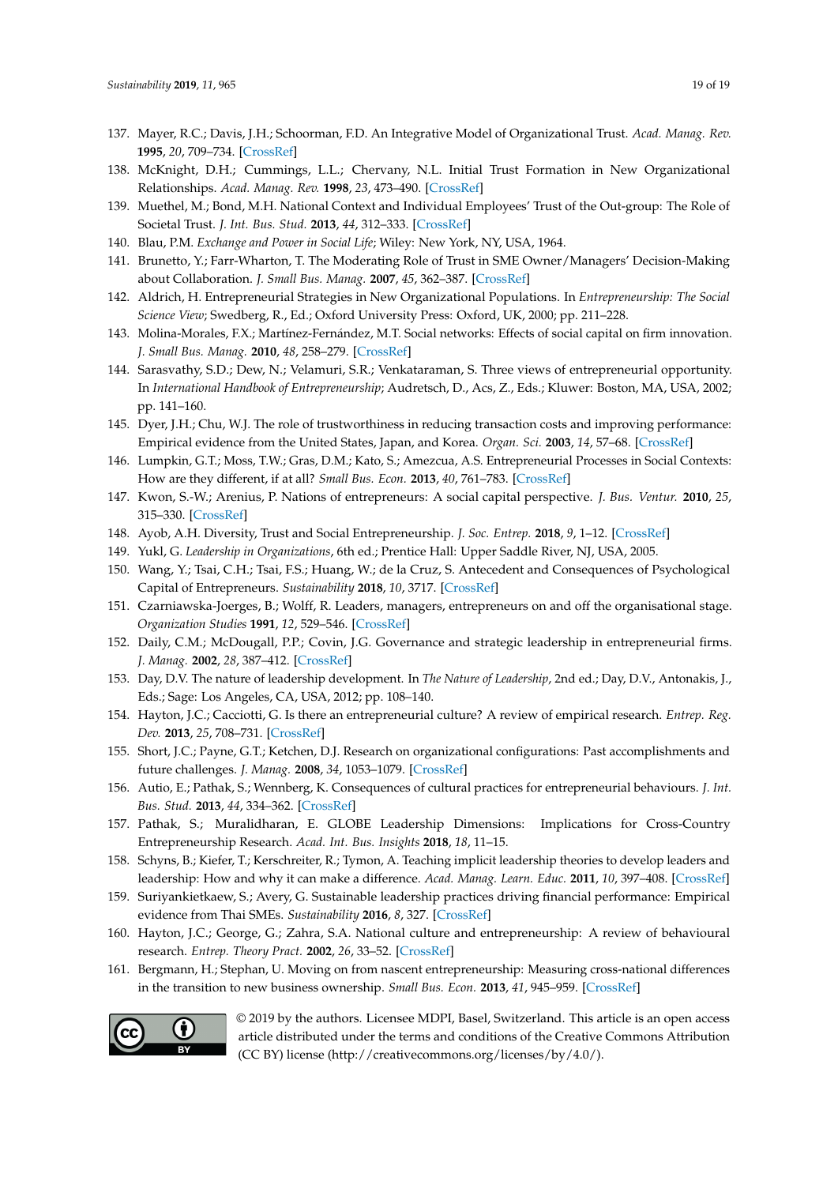137. Mayer, R.C.; Davis, J.H.; Schoorman, F.D. An Integrative Model of Organizational Trust. *Acad. Manag. Rev.* **1995**, *20*, 709–734. [CrossRef]
138. McKnight, D.H.; Cummings, L.L.; Chervany, N.L. Initial Trust Formation in New Organizational Relationships. *Acad. Manag. Rev.* **1998**, *23*, 473–490. [CrossRef]
139. Muethel, M.; Bond, M.H. National Context and Individual Employees' Trust of the Out-group: The Role of Societal Trust. *J. Int. Bus. Stud.* **2013**, *44*, 312–333. [CrossRef]
140. Blau, P.M. *Exchange and Power in Social Life*; Wiley: New York, NY, USA, 1964.
141. Brunetto, Y.; Farr-Wharton, T. The Moderating Role of Trust in SME Owner/Managers' Decision-Making about Collaboration. *J. Small Bus. Manag.* **2007**, *45*, 362–387. [CrossRef]
142. Aldrich, H. Entrepreneurial Strategies in New Organizational Populations. In *Entrepreneurship: The Social Science View*; Swedberg, R., Ed.; Oxford University Press: Oxford, UK, 2000; pp. 211–228.
143. Molina-Morales, F.X.; Martínez-Fernández, M.T. Social networks: Effects of social capital on firm innovation. *J. Small Bus. Manag.* **2010**, *48*, 258–279. [CrossRef]
144. Sarasvathy, S.D.; Dew, N.; Velamuri, S.R.; Venkataraman, S. Three views of entrepreneurial opportunity. In *International Handbook of Entrepreneurship*; Audretsch, D., Acs, Z., Eds.; Kluwer: Boston, MA, USA, 2002; pp. 141–160.
145. Dyer, J.H.; Chu, W.J. The role of trustworthiness in reducing transaction costs and improving performance: Empirical evidence from the United States, Japan, and Korea. *Organ. Sci.* **2003**, *14*, 57–68. [CrossRef]
146. Lumpkin, G.T.; Moss, T.W.; Gras, D.M.; Kato, S.; Amezcua, A.S. Entrepreneurial Processes in Social Contexts: How are they different, if at all? *Small Bus. Econ.* **2013**, *40*, 761–783. [CrossRef]
147. Kwon, S.-W.; Arenius, P. Nations of entrepreneurs: A social capital perspective. *J. Bus. Ventur.* **2010**, *25*, 315–330. [CrossRef]
148. Ayob, A.H. Diversity, Trust and Social Entrepreneurship. *J. Soc. Entrep.* **2018**, *9*, 1–12. [CrossRef]
149. Yukl, G. *Leadership in Organizations*, 6th ed.; Prentice Hall: Upper Saddle River, NJ, USA, 2005.
150. Wang, Y.; Tsai, C.H.; Tsai, F.S.; Huang, W.; de la Cruz, S. Antecedent and Consequences of Psychological Capital of Entrepreneurs. *Sustainability* **2018**, *10*, 3717. [CrossRef]
151. Czarniawska-Joerges, B.; Wolff, R. Leaders, managers, entrepreneurs on and off the organisational stage. *Organization Studies* **1991**, *12*, 529–546. [CrossRef]
152. Daily, C.M.; McDougall, P.P.; Covin, J.G. Governance and strategic leadership in entrepreneurial firms. *J. Manag.* **2002**, *28*, 387–412. [CrossRef]
153. Day, D.V. The nature of leadership development. In *The Nature of Leadership*, 2nd ed.; Day, D.V., Antonakis, J., Eds.; Sage: Los Angeles, CA, USA, 2012; pp. 108–140.
154. Hayton, J.C.; Cacciotti, G. Is there an entrepreneurial culture? A review of empirical research. *Entrep. Reg. Dev.* **2013**, *25*, 708–731. [CrossRef]
155. Short, J.C.; Payne, G.T.; Ketchen, D.J. Research on organizational configurations: Past accomplishments and future challenges. *J. Manag.* **2008**, *34*, 1053–1079. [CrossRef]
156. Autio, E.; Pathak, S.; Wennberg, K. Consequences of cultural practices for entrepreneurial behaviours. *J. Int. Bus. Stud.* **2013**, *44*, 334–362. [CrossRef]
157. Pathak, S.; Muralidharan, E. GLOBE Leadership Dimensions: Implications for Cross-Country Entrepreneurship Research. *Acad. Int. Bus. Insights* **2018**, *18*, 11–15.
158. Schyns, B.; Kiefer, T.; Kerschreiter, R.; Tymon, A. Teaching implicit leadership theories to develop leaders and leadership: How and why it can make a difference. *Acad. Manag. Learn. Educ.* **2011**, *10*, 397–408. [CrossRef]
159. Suriyankietkaew, S.; Avery, G. Sustainable leadership practices driving financial performance: Empirical evidence from Thai SMEs. *Sustainability* **2016**, *8*, 327. [CrossRef]
160. Hayton, J.C.; George, G.; Zahra, S.A. National culture and entrepreneurship: A review of behavioural research. *Entrep. Theory Pract.* **2002**, *26*, 33–52. [CrossRef]
161. Bergmann, H.; Stephan, U. Moving on from nascent entrepreneurship: Measuring cross-national differences in the transition to new business ownership. *Small Bus. Econ.* **2013**, *41*, 945–959. [CrossRef]

© 2019 by the authors. Licensee MDPI, Basel, Switzerland. This article is an open access article distributed under the terms and conditions of the Creative Commons Attribution (CC BY) license (http://creativecommons.org/licenses/by/4.0/).